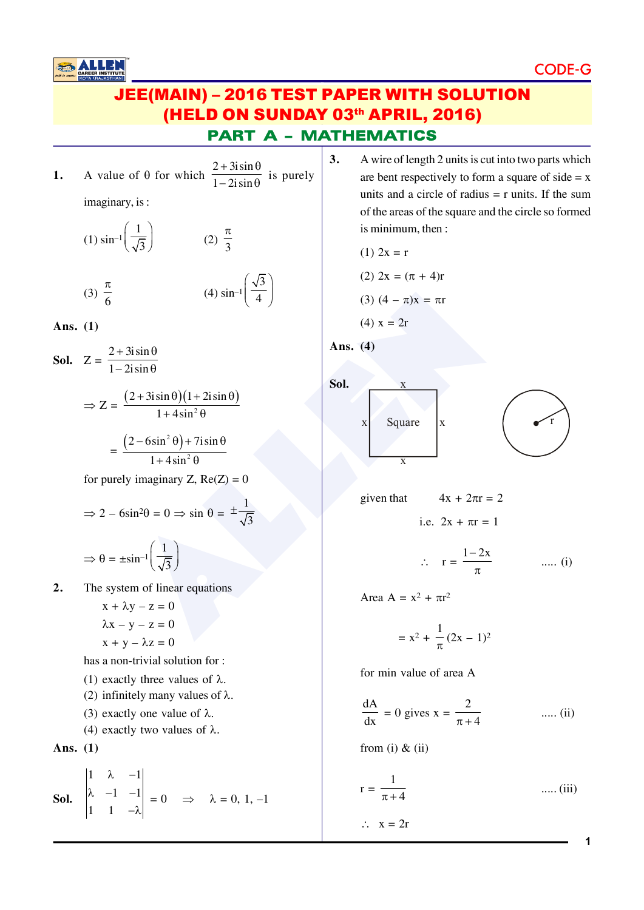# JEE(MAIN) – 2016 TEST PAPER WITH SOLUTION
# (HELD ON SUNDAY 03th APRIL, 2016)

## PART A – MATHEMATICS

**1.** A value of θ for which $\frac{2+3i\sin\theta}{1-2i\sin\theta}$ is purely imaginary, is :

(1) $\sin^{-1}\left(\frac{1}{\sqrt{3}}\right)$ (2) $\frac{\pi}{3}$

(3) $\frac{\pi}{6}$ (4) $\sin^{-1}\left(\frac{\sqrt{3}}{4}\right)$

**Ans. (1)**

**Sol.** $Z = \frac{2+3i\sin\theta}{1-2i\sin\theta}$

$\Rightarrow Z = \frac{(2+3i\sin\theta)(1+2i\sin\theta)}{1+4\sin^2\theta}$

$= \frac{(2-6\sin^2\theta)+7i\sin\theta}{1+4\sin^2\theta}$

for purely imaginary Z, Re(Z) = 0

$\Rightarrow 2 - 6\sin^2\theta = 0 \Rightarrow \sin\theta = \pm\frac{1}{\sqrt{3}}$

$\Rightarrow \theta = \pm\sin^{-1}\left(\frac{1}{\sqrt{3}}\right)$

**2.** The system of linear equations

$x + \lambda y - z = 0$

$\lambda x - y - z = 0$

$x + y - \lambda z = 0$

has a non-trivial solution for :

(1) exactly three values of λ.

(2) infinitely many values of λ.

(3) exactly one value of λ.

(4) exactly two values of λ.

**Ans. (1)**

**Sol.** $\begin{vmatrix} 1 & \lambda & -1 \\ \lambda & -1 & -1 \\ 1 & 1 & -\lambda \end{vmatrix} = 0 \quad \Rightarrow \quad \lambda = 0, 1, -1$

**3.** A wire of length 2 units is cut into two parts which are bent respectively to form a square of side = x units and a circle of radius = r units. If the sum of the areas of the square and the circle so formed is minimum, then :

(1) $2x = r$

(2) $2x = (\pi + 4)r$

(3) $(4 - \pi)x = \pi r$

(4) $x = 2r$

**Ans. (4)**

**Sol.**

given that $4x + 2\pi r = 2$

i.e. $2x + \pi r = 1$

$\therefore \quad r = \frac{1-2x}{\pi}$ ..... (i)

Area $A = x^2 + \pi r^2$

$= x^2 + \frac{1}{\pi}(2x - 1)^2$

for min value of area A

$\frac{dA}{dx} = 0$ gives $x = \frac{2}{\pi+4}$ ..... (ii)

from (i) & (ii)

$r = \frac{1}{\pi+4}$ ..... (iii)

$\therefore \quad x = 2r$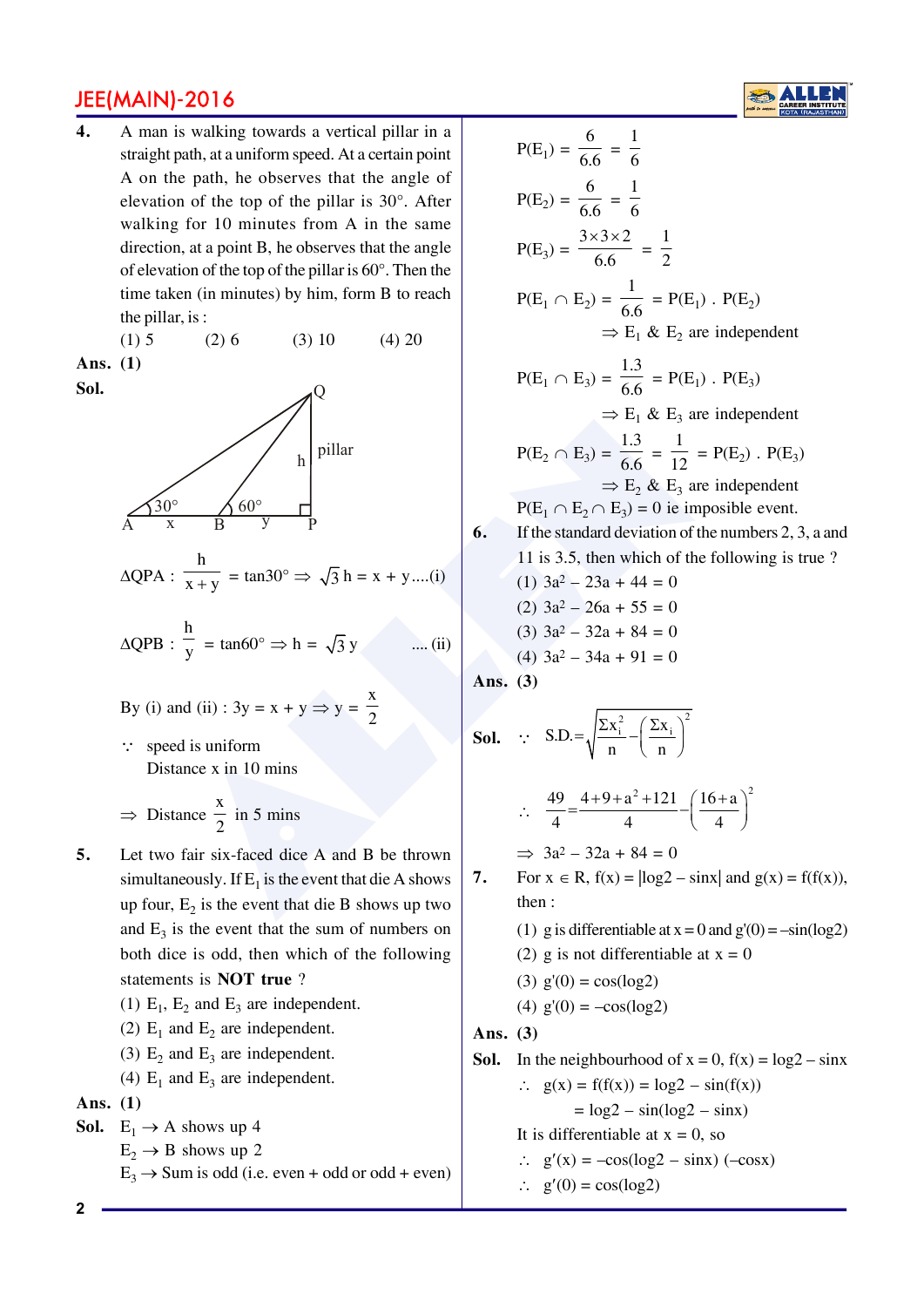**4.** A man is walking towards a vertical pillar in a straight path, at a uniform speed. At a certain point A on the path, he observes that the angle of elevation of the top of the pillar is 30°. After walking for 10 minutes from A in the same direction, at a point B, he observes that the angle of elevation of the top of the pillar is 60°. Then the time taken (in minutes) by him, form B to reach the pillar, is :

(1) 5 (2) 6 (3) 10 (4) 20

**Ans.** (1)

**Sol.**

$$\Delta QPA : \frac{h}{x+y} = \tan 30° \Rightarrow \sqrt{3}\,h = x + y \quad ....(i)$$

$$\Delta QPB : \frac{h}{y} = \tan 60° \Rightarrow h = \sqrt{3}\,y \quad .... (ii)$$

By (i) and (ii) : $3y = x + y \Rightarrow y = \frac{x}{2}$

$\because$ speed is uniform

Distance x in 10 mins

$\Rightarrow$ Distance $\frac{x}{2}$ in 5 mins

**5.** Let two fair six-faced dice A and B be thrown simultaneously. If $E_1$ is the event that die A shows up four, $E_2$ is the event that die B shows up two and $E_3$ is the event that the sum of numbers on both dice is odd, then which of the following statements is **NOT true** ?

(1) $E_1$, $E_2$ and $E_3$ are independent.

(2) $E_1$ and $E_2$ are independent.

(3) $E_2$ and $E_3$ are independent.

(4) $E_1$ and $E_3$ are independent.

**Ans.** (1)

**Sol.** $E_1 \rightarrow$ A shows up 4

$E_2 \rightarrow$ B shows up 2

$E_3 \rightarrow$ Sum is odd (i.e. even + odd or odd + even)

$$P(E_1) = \frac{6}{6.6} = \frac{1}{6}$$

$$P(E_2) = \frac{6}{6.6} = \frac{1}{6}$$

$$P(E_3) = \frac{3\times3\times2}{6.6} = \frac{1}{2}$$

$$P(E_1 \cap E_2) = \frac{1}{6.6} = P(E_1)\,.\,P(E_2)$$

$\Rightarrow E_1$ & $E_2$ are independent

$$P(E_1 \cap E_3) = \frac{1.3}{6.6} = P(E_1)\,.\,P(E_3)$$

$\Rightarrow E_1$ & $E_3$ are independent

$$P(E_2 \cap E_3) = \frac{1.3}{6.6} = \frac{1}{12} = P(E_2)\,.\,P(E_3)$$

$\Rightarrow E_2$ & $E_3$ are independent

$P(E_1 \cap E_2 \cap E_3) = 0$ ie imposible event.

**6.** If the standard deviation of the numbers 2, 3, a and 11 is 3.5, then which of the following is true ?

(1) $3a^2 - 23a + 44 = 0$

(2) $3a^2 - 26a + 55 = 0$

(3) $3a^2 - 32a + 84 = 0$

(4) $3a^2 - 34a + 91 = 0$

**Ans.** (3)

**Sol.** $\because$ $S.D. = \sqrt{\frac{\Sigma x_i^2}{n} - \left(\frac{\Sigma x_i}{n}\right)^2}$

$$\therefore \frac{49}{4} = \frac{4+9+a^2+121}{4} - \left(\frac{16+a}{4}\right)^2$$

$\Rightarrow 3a^2 - 32a + 84 = 0$

**7.** For $x \in R$, $f(x) = |\log 2 - \sin x|$ and $g(x) = f(f(x))$, then :

(1) g is differentiable at $x = 0$ and $g'(0) = -\sin(\log 2)$

(2) g is not differentiable at $x = 0$

(3) $g'(0) = \cos(\log 2)$

(4) $g'(0) = -\cos(\log 2)$

**Ans.** (3)

**Sol.** In the neighbourhood of $x = 0$, $f(x) = \log 2 - \sin x$

$\therefore$ $g(x) = f(f(x)) = \log 2 - \sin(f(x))$

$= \log 2 - \sin(\log 2 - \sin x)$

It is differentiable at $x = 0$, so

$\therefore$ $g'(x) = -\cos(\log 2 - \sin x)\,(-\cos x)$

$\therefore$ $g'(0) = \cos(\log 2)$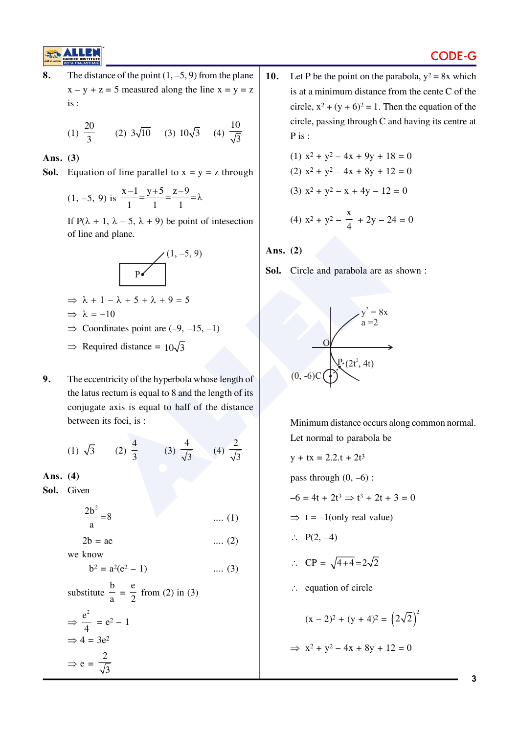**8.** The distance of the point (1, –5, 9) from the plane $x - y + z = 5$ measured along the line $x = y = z$ is :

(1) $\frac{20}{3}$ (2) $3\sqrt{10}$ (3) $10\sqrt{3}$ (4) $\frac{10}{\sqrt{3}}$

**Ans.** (3)

**Sol.** Equation of line parallel to $x = y = z$ through (1, –5, 9) is $\frac{x-1}{1} = \frac{y+5}{1} = \frac{z-9}{1} = \lambda$

If $P(\lambda + 1, \lambda - 5, \lambda + 9)$ be point of intesection of line and plane.

(1, –5, 9)

P

$\Rightarrow \lambda + 1 - \lambda + 5 + \lambda + 9 = 5$

$\Rightarrow \lambda = -10$

$\Rightarrow$ Coordinates point are (–9, –15, –1)

$\Rightarrow$ Required distance $= 10\sqrt{3}$

**9.** The eccentricity of the hyperbola whose length of the latus rectum is equal to 8 and the length of its conjugate axis is equal to half of the distance between its foci, is :

(1) $\sqrt{3}$ (2) $\frac{4}{3}$ (3) $\frac{4}{\sqrt{3}}$ (4) $\frac{2}{\sqrt{3}}$

**Ans.** (4)

**Sol.** Given

$\frac{2b^2}{a} = 8$ .... (1)

$2b = ae$ .... (2)

we know

$b^2 = a^2(e^2 - 1)$ .... (3)

substitute $\frac{b}{a} = \frac{e}{2}$ from (2) in (3)

$\Rightarrow \frac{e^2}{4} = e^2 - 1$

$\Rightarrow 4 = 3e^2$

$\Rightarrow e = \frac{2}{\sqrt{3}}$

**10.** Let P be the point on the parabola, $y^2 = 8x$ which is at a minimum distance from the cente C of the circle, $x^2 + (y + 6)^2 = 1$. Then the equation of the circle, passing through C and having its centre at P is :

(1) $x^2 + y^2 - 4x + 9y + 18 = 0$

(2) $x^2 + y^2 - 4x + 8y + 12 = 0$

(3) $x^2 + y^2 - x + 4y - 12 = 0$

(4) $x^2 + y^2 - \frac{x}{4} + 2y - 24 = 0$

**Ans.** (2)

**Sol.** Circle and parabola are as shown :

$y^2 = 8x$, $a = 2$; O; $P(2t^2, 4t)$; $(0, -6)C$

Minimum distance occurs along common normal.

Let normal to parabola be

$y + tx = 2.2.t + 2t^3$

pass through (0, –6) :

$-6 = 4t + 2t^3 \Rightarrow t^3 + 2t + 3 = 0$

$\Rightarrow t = -1$(only real value)

$\therefore$ P(2, –4)

$\therefore$ CP $= \sqrt{4+4} = 2\sqrt{2}$

$\therefore$ equation of circle

$(x - 2)^2 + (y + 4)^2 = \left(2\sqrt{2}\right)^2$

$\Rightarrow x^2 + y^2 - 4x + 8y + 12 = 0$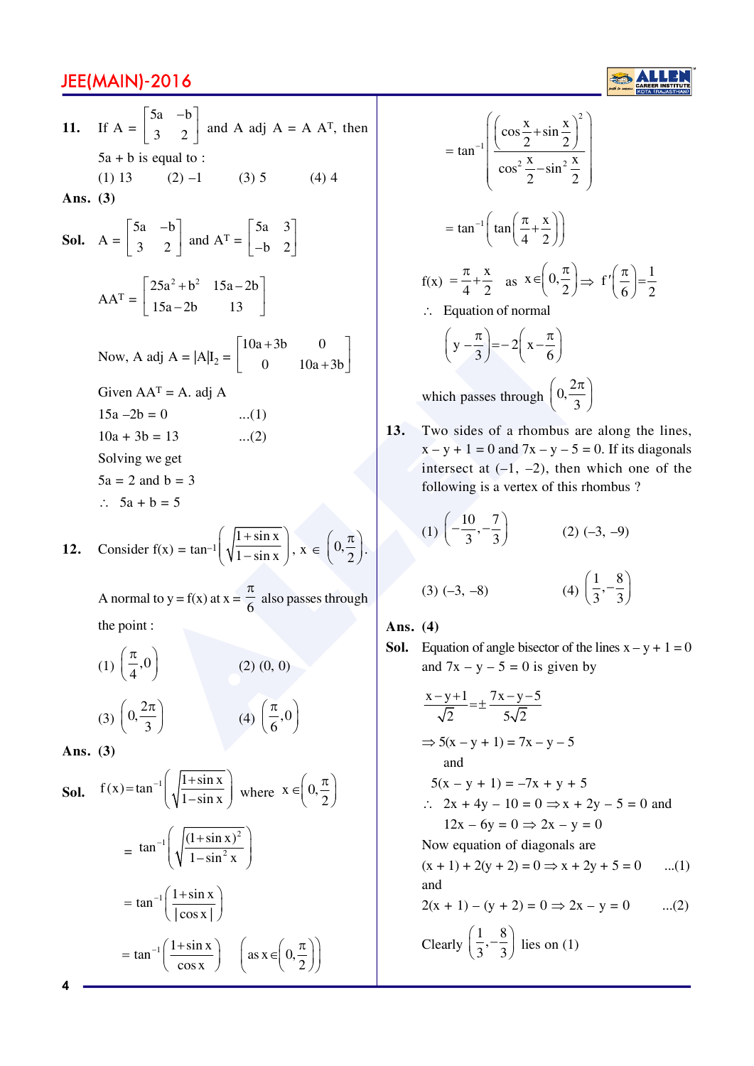**11.** If $A = \begin{bmatrix} 5a & -b \\ 3 & 2 \end{bmatrix}$ and A adj A = A $A^T$, then 5a + b is equal to :

(1) 13 (2) –1 (3) 5 (4) 4

**Ans. (3)**

**Sol.** $A = \begin{bmatrix} 5a & -b \\ 3 & 2 \end{bmatrix}$ and $A^T = \begin{bmatrix} 5a & 3 \\ -b & 2 \end{bmatrix}$

$$AA^T = \begin{bmatrix} 25a^2+b^2 & 15a-2b \\ 15a-2b & 13 \end{bmatrix}$$

Now, A adj A = $|A|I_2 = \begin{bmatrix} 10a+3b & 0 \\ 0 & 10a+3b \end{bmatrix}$

Given $AA^T$ = A. adj A

15a –2b = 0 ...(1)

10a + 3b = 13 ...(2)

Solving we get

5a = 2 and b = 3

$\therefore$ 5a + b = 5

**12.** Consider $f(x) = \tan^{-1}\left(\sqrt{\dfrac{1+\sin x}{1-\sin x}}\right)$, $x \in \left(0, \dfrac{\pi}{2}\right)$.

A normal to y = f(x) at $x = \dfrac{\pi}{6}$ also passes through the point :

(1) $\left(\dfrac{\pi}{4}, 0\right)$ (2) (0, 0)

(3) $\left(0, \dfrac{2\pi}{3}\right)$ (4) $\left(\dfrac{\pi}{6}, 0\right)$

**Ans. (3)**

**Sol.** $f(x) = \tan^{-1}\left(\sqrt{\dfrac{1+\sin x}{1-\sin x}}\right)$ where $x \in \left(0, \dfrac{\pi}{2}\right)$

$$= \tan^{-1}\left(\sqrt{\frac{(1+\sin x)^2}{1-\sin^2 x}}\right)$$

$$= \tan^{-1}\left(\frac{1+\sin x}{|\cos x|}\right)$$

$$= \tan^{-1}\left(\frac{1+\sin x}{\cos x}\right) \quad \left(\text{as } x \in \left(0, \frac{\pi}{2}\right)\right)$$

$$= \tan^{-1}\left(\frac{\left(\cos\frac{x}{2}+\sin\frac{x}{2}\right)^2}{\cos^2\frac{x}{2}-\sin^2\frac{x}{2}}\right)$$

$$= \tan^{-1}\left(\tan\left(\frac{\pi}{4}+\frac{x}{2}\right)\right)$$

$f(x) = \dfrac{\pi}{4}+\dfrac{x}{2}$ as $x \in \left(0, \dfrac{\pi}{2}\right) \Rightarrow f'\left(\dfrac{\pi}{6}\right) = \dfrac{1}{2}$

$\therefore$ Equation of normal

$$\left(y - \frac{\pi}{3}\right) = -2\left(x - \frac{\pi}{6}\right)$$

which passes through $\left(0, \dfrac{2\pi}{3}\right)$

**13.** Two sides of a rhombus are along the lines, x – y + 1 = 0 and 7x – y – 5 = 0. If its diagonals intersect at (–1, –2), then which one of the following is a vertex of this rhombus ?

(1) $\left(-\dfrac{10}{3}, -\dfrac{7}{3}\right)$ (2) (–3, –9)

(3) (–3, –8) (4) $\left(\dfrac{1}{3}, -\dfrac{8}{3}\right)$

**Ans. (4)**

**Sol.** Equation of angle bisector of the lines x – y + 1 = 0 and 7x – y – 5 = 0 is given by

$$\frac{x-y+1}{\sqrt{2}} = \pm\frac{7x-y-5}{5\sqrt{2}}$$

$\Rightarrow$ 5(x – y + 1) = 7x – y – 5

and

5(x – y + 1) = –7x + y + 5

$\therefore$ 2x + 4y – 10 = 0 $\Rightarrow$ x + 2y – 5 = 0 and

12x – 6y = 0 $\Rightarrow$ 2x – y = 0

Now equation of diagonals are

(x + 1) + 2(y + 2) = 0 $\Rightarrow$ x + 2y + 5 = 0 ...(1)

and

2(x + 1) – (y + 2) = 0 $\Rightarrow$ 2x – y = 0 ...(2)

Clearly $\left(\dfrac{1}{3}, -\dfrac{8}{3}\right)$ lies on (1)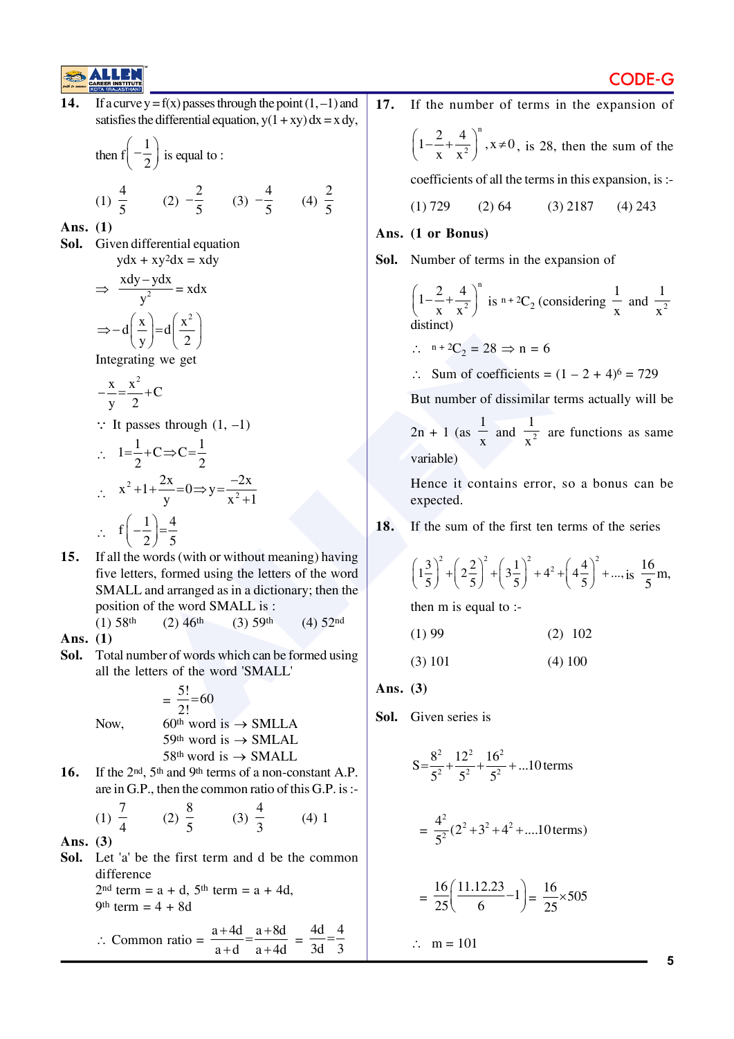**14.** If a curve $y = f(x)$ passes through the point $(1, -1)$ and satisfies the differential equation, $y(1 + xy)\,dx = x\,dy$, then $f\left(-\frac{1}{2}\right)$ is equal to :

(1) $\frac{4}{5}$ (2) $-\frac{2}{5}$ (3) $-\frac{4}{5}$ (4) $\frac{2}{5}$

**Ans. (1)**

**Sol.** Given differential equation

$$ydx + xy^2dx = xdy$$

$$\Rightarrow \frac{xdy - ydx}{y^2} = xdx$$

$$\Rightarrow -d\left(\frac{x}{y}\right) = d\left(\frac{x^2}{2}\right)$$

Integrating we get

$$-\frac{x}{y} = \frac{x^2}{2} + C$$

$\because$ It passes through $(1, -1)$

$$\therefore \quad 1 = \frac{1}{2} + C \Rightarrow C = \frac{1}{2}$$

$$\therefore \quad x^2 + 1 + \frac{2x}{y} = 0 \Rightarrow y = \frac{-2x}{x^2+1}$$

$$\therefore \quad f\left(-\frac{1}{2}\right) = \frac{4}{5}$$

**15.** If all the words (with or without meaning) having five letters, formed using the letters of the word SMALL and arranged as in a dictionary; then the position of the word SMALL is :

(1) 58th (2) 46th (3) 59th (4) 52nd

**Ans. (1)**

**Sol.** Total number of words which can be formed using all the letters of the word 'SMALL'

$$= \frac{5!}{2!} = 60$$

Now, 60th word is $\rightarrow$ SMLLA
59th word is $\rightarrow$ SMLAL
58th word is $\rightarrow$ SMALL

**16.** If the 2nd, 5th and 9th terms of a non-constant A.P. are in G.P., then the common ratio of this G.P. is :-

(1) $\frac{7}{4}$ (2) $\frac{8}{5}$ (3) $\frac{4}{3}$ (4) 1

**Ans. (3)**

**Sol.** Let 'a' be the first term and d be the common difference

2nd term = a + d, 5th term = a + 4d,
9th term = 4 + 8d

$$\therefore \text{ Common ratio} = \frac{a+4d}{a+d} = \frac{a+8d}{a+4d} = \frac{4d}{3d} = \frac{4}{3}$$

**17.** If the number of terms in the expansion of $\left(1 - \frac{2}{x} + \frac{4}{x^2}\right)^n, x \neq 0$, is 28, then the sum of the coefficients of all the terms in this expansion, is :-

(1) 729 (2) 64 (3) 2187 (4) 243

**Ans. (1 or Bonus)**

**Sol.** Number of terms in the expansion of $\left(1 - \frac{2}{x} + \frac{4}{x^2}\right)^n$ is ${}^{n+2}C_2$ (considering $\frac{1}{x}$ and $\frac{1}{x^2}$ distinct)

$\therefore \quad {}^{n+2}C_2 = 28 \Rightarrow n = 6$

$\therefore \quad$ Sum of coefficients $= (1 - 2 + 4)^6 = 729$

But number of dissimilar terms actually will be $2n + 1$ (as $\frac{1}{x}$ and $\frac{1}{x^2}$ are functions as same variable)

Hence it contains error, so a bonus can be expected.

**18.** If the sum of the first ten terms of the series

$$\left(1\frac{3}{5}\right)^2 + \left(2\frac{2}{5}\right)^2 + \left(3\frac{1}{5}\right)^2 + 4^2 + \left(4\frac{4}{5}\right)^2 + \ldots, \text{ is } \frac{16}{5}m,$$

then m is equal to :-

(1) 99 (2) 102
(3) 101 (4) 100

**Ans. (3)**

**Sol.** Given series is

$$S = \frac{8^2}{5^2} + \frac{12^2}{5^2} + \frac{16^2}{5^2} + \ldots 10 \text{ terms}$$

$$= \frac{4^2}{5^2}(2^2 + 3^2 + 4^2 + \ldots 10 \text{ terms})$$

$$= \frac{16}{25}\left(\frac{11.12.23}{6} - 1\right) = \frac{16}{25} \times 505$$

$\therefore \quad m = 101$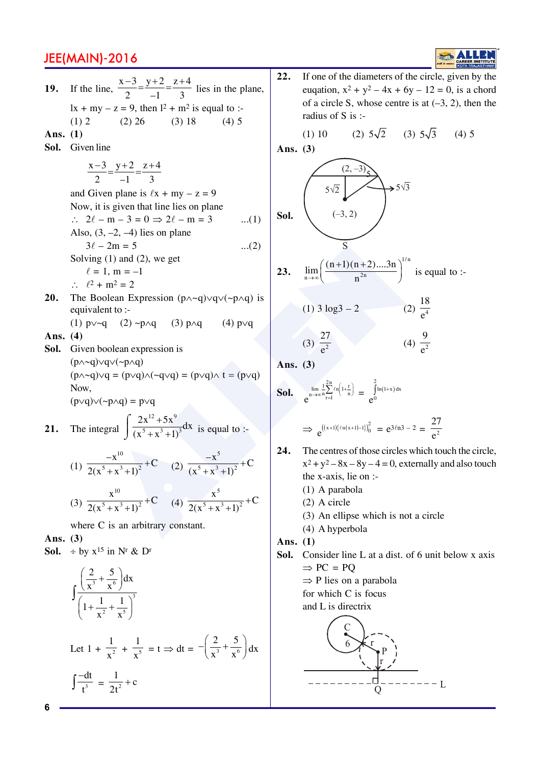**19.** If the line, $\frac{x-3}{2}=\frac{y+2}{-1}=\frac{z+4}{3}$ lies in the plane, $lx + my - z = 9$, then $l^2 + m^2$ is equal to :-

(1) 2 (2) 26 (3) 18 (4) 5

**Ans. (1)**

**Sol.** Given line

$$\frac{x-3}{2}=\frac{y+2}{-1}=\frac{z+4}{3}$$

and Given plane is $\ell x + my - z = 9$

Now, it is given that line lies on plane

$\therefore\ 2\ell - m - 3 = 0 \Rightarrow 2\ell - m = 3$ ...(1)

Also, (3, –2, –4) lies on plane

$3\ell - 2m = 5$ ...(2)

Solving (1) and (2), we get

$\ell = 1,\ m = -1$

$\therefore\ \ell^2 + m^2 = 2$

**20.** The Boolean Expression $(p\wedge\sim q)\vee q\vee(\sim p\wedge q)$ is equivalent to :-

(1) $p\vee\sim q$ (2) $\sim p\wedge q$ (3) $p\wedge q$ (4) $p\vee q$

**Ans. (4)**

**Sol.** Given boolean expression is

$(p\wedge\sim q)\vee q\vee(\sim p\wedge q)$

$(p\wedge\sim q)\vee q = (p\vee q)\wedge(\sim q\vee q) = (p\vee q)\wedge t = (p\vee q)$

Now,

$(p\vee q)\vee(\sim p\wedge q) = p\vee q$

**21.** The integral $\int \frac{2x^{12}+5x^9}{(x^5+x^3+1)^3}dx$ is equal to :-

(1) $\frac{-x^{10}}{2(x^5+x^3+1)^2}+C$ (2) $\frac{-x^5}{(x^5+x^3+1)^2}+C$

(3) $\frac{x^{10}}{2(x^5+x^3+1)^2}+C$ (4) $\frac{x^5}{2(x^5+x^3+1)^2}+C$

where C is an arbitrary constant.

**Ans. (3)**

**Sol.** $\div$ by $x^{15}$ in $N^r$ & $D^r$

$$\int \frac{\left(\frac{2}{x^3}+\frac{5}{x^6}\right)dx}{\left(1+\frac{1}{x^2}+\frac{1}{x^5}\right)^3}$$

Let $1+\frac{1}{x^2}+\frac{1}{x^5}=t \Rightarrow dt = -\left(\frac{2}{x^3}+\frac{5}{x^6}\right)dx$

$$\int \frac{-dt}{t^3}=\frac{1}{2t^2}+c$$

**22.** If one of the diameters of the circle, given by the eugation, $x^2 + y^2 - 4x + 6y - 12 = 0$, is a chord of a circle S, whose centre is at (–3, 2), then the radius of S is :-

(1) 10 (2) $5\sqrt{2}$ (3) $5\sqrt{3}$ (4) 5

**Ans. (3)**

**Sol.**

**23.** $\lim_{n\to\infty}\left(\frac{(n+1)(n+2)....3n}{n^{2n}}\right)^{1/n}$ is equal to :-

(1) $3\log 3 - 2$ (2) $\frac{18}{e^4}$

(3) $\frac{27}{e^2}$ (4) $\frac{9}{e^2}$

**Ans. (3)**

**Sol.** $e^{\lim_{n\to\infty}\frac{1}{n}\sum_{r=1}^{2n}\ell n\left(1+\frac{r}{n}\right)} = e^{\int_0^2 \ln(1+x)\,dx}$

$\Rightarrow e^{\left((x+1)\{\ell n(x+1)-1\}\right)_0^2} = e^{3\ell n3-2} = \frac{27}{e^2}$

**24.** The centres of those circles which touch the circle, $x^2+y^2-8x-8y-4=0$, externally and also touch the x-axis, lie on :-

(1) A parabola

(2) A circle

(3) An ellipse which is not a circle

(4) A hyperbola

**Ans. (1)**

**Sol.** Consider line L at a dist. of 6 unit below x axis

$\Rightarrow$ PC = PQ

$\Rightarrow$ P lies on a parabola

for which C is focus

and L is directrix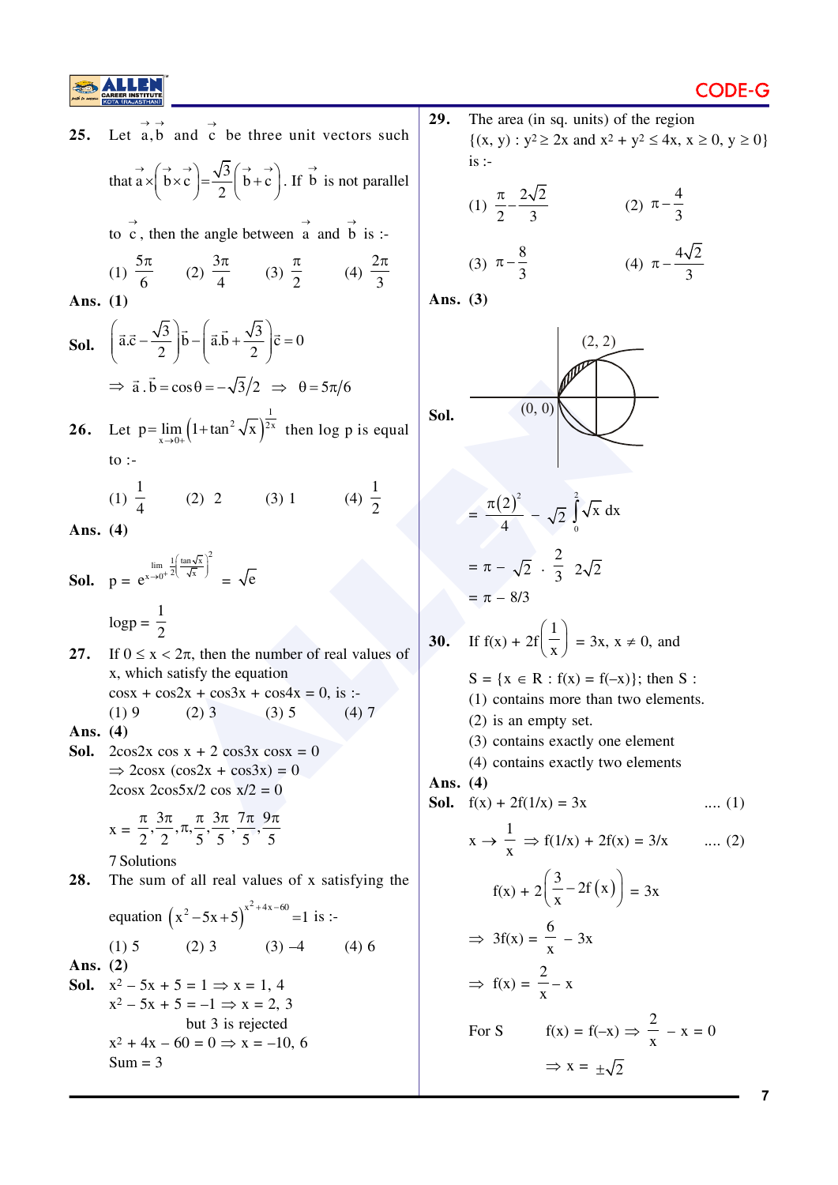**25.** Let $\vec{a}, \vec{b}$ and $\vec{c}$ be three unit vectors such that $\vec{a} \times \left(\vec{b} \times \vec{c}\right) = \frac{\sqrt{3}}{2}\left(\vec{b} + \vec{c}\right)$. If $\vec{b}$ is not parallel to $\vec{c}$, then the angle between $\vec{a}$ and $\vec{b}$ is :-

(1) $\frac{5\pi}{6}$ (2) $\frac{3\pi}{4}$ (3) $\frac{\pi}{2}$ (4) $\frac{2\pi}{3}$

**Ans. (1)**

**Sol.** $\left(\vec{a}.\vec{c} - \frac{\sqrt{3}}{2}\right)\vec{b} - \left(\vec{a}.\vec{b} + \frac{\sqrt{3}}{2}\right)\vec{c} = 0$

$\Rightarrow \vec{a}.\vec{b} = \cos\theta = -\sqrt{3}/2 \Rightarrow \theta = 5\pi/6$

**26.** Let $p = \lim_{x \to 0^+} \left(1 + \tan^2\sqrt{x}\right)^{\frac{1}{2x}}$ then $\log p$ is equal to :-

(1) $\frac{1}{4}$ (2) 2 (3) 1 (4) $\frac{1}{2}$

**Ans. (4)**

**Sol.** $p = e^{\lim_{x \to 0^+} \frac{1}{2}\left(\frac{\tan\sqrt{x}}{\sqrt{x}}\right)^2} = \sqrt{e}$

$\log p = \frac{1}{2}$

**27.** If $0 \le x < 2\pi$, then the number of real values of x, which satisfy the equation $\cos x + \cos 2x + \cos 3x + \cos 4x = 0$, is :-

(1) 9 (2) 3 (3) 5 (4) 7

**Ans. (4)**

**Sol.** $2\cos 2x \cos x + 2\cos 3x \cos x = 0$

$\Rightarrow 2\cos x(\cos 2x + \cos 3x) = 0$

$2\cos x \, 2\cos 5x/2 \cos x/2 = 0$

$x = \frac{\pi}{2}, \frac{3\pi}{2}, \pi, \frac{\pi}{5}, \frac{3\pi}{5}, \frac{7\pi}{5}, \frac{9\pi}{5}$

7 Solutions

**28.** The sum of all real values of x satisfying the equation $\left(x^2 - 5x + 5\right)^{x^2 + 4x - 60} = 1$ is :-

(1) 5 (2) 3 (3) –4 (4) 6

**Ans. (2)**

**Sol.** $x^2 - 5x + 5 = 1 \Rightarrow x = 1, 4$

$x^2 - 5x + 5 = -1 \Rightarrow x = 2, 3$

but 3 is rejected

$x^2 + 4x - 60 = 0 \Rightarrow x = -10, 6$

Sum = 3

**29.** The area (in sq. units) of the region $\{(x, y) : y^2 \ge 2x \text{ and } x^2 + y^2 \le 4x, x \ge 0, y \ge 0\}$ is :-

(1) $\frac{\pi}{2} - \frac{2\sqrt{2}}{3}$ (2) $\pi - \frac{4}{3}$

(3) $\pi - \frac{8}{3}$ (4) $\pi - \frac{4\sqrt{2}}{3}$

**Ans. (3)**

**Sol.**

$= \frac{\pi(2)^2}{4} - \sqrt{2}\int_0^2 \sqrt{x}\,dx$

$= \pi - \sqrt{2} \cdot \frac{2}{3} \cdot 2\sqrt{2}$

$= \pi - 8/3$

**30.** If $f(x) + 2f\left(\frac{1}{x}\right) = 3x, x \ne 0$, and $S = \{x \in R : f(x) = f(-x)\}$; then S :

(1) contains more than two elements.

(2) is an empty set.

(3) contains exactly one element

(4) contains exactly two elements

**Ans. (4)**

**Sol.** $f(x) + 2f(1/x) = 3x$ .... (1)

$x \to \frac{1}{x} \Rightarrow f(1/x) + 2f(x) = 3/x$ .... (2)

$f(x) + 2\left(\frac{3}{x} - 2f(x)\right) = 3x$

$\Rightarrow 3f(x) = \frac{6}{x} - 3x$

$\Rightarrow f(x) = \frac{2}{x} - x$

For S $\quad f(x) = f(-x) \Rightarrow \frac{2}{x} - x = 0$

$\Rightarrow x = \pm\sqrt{2}$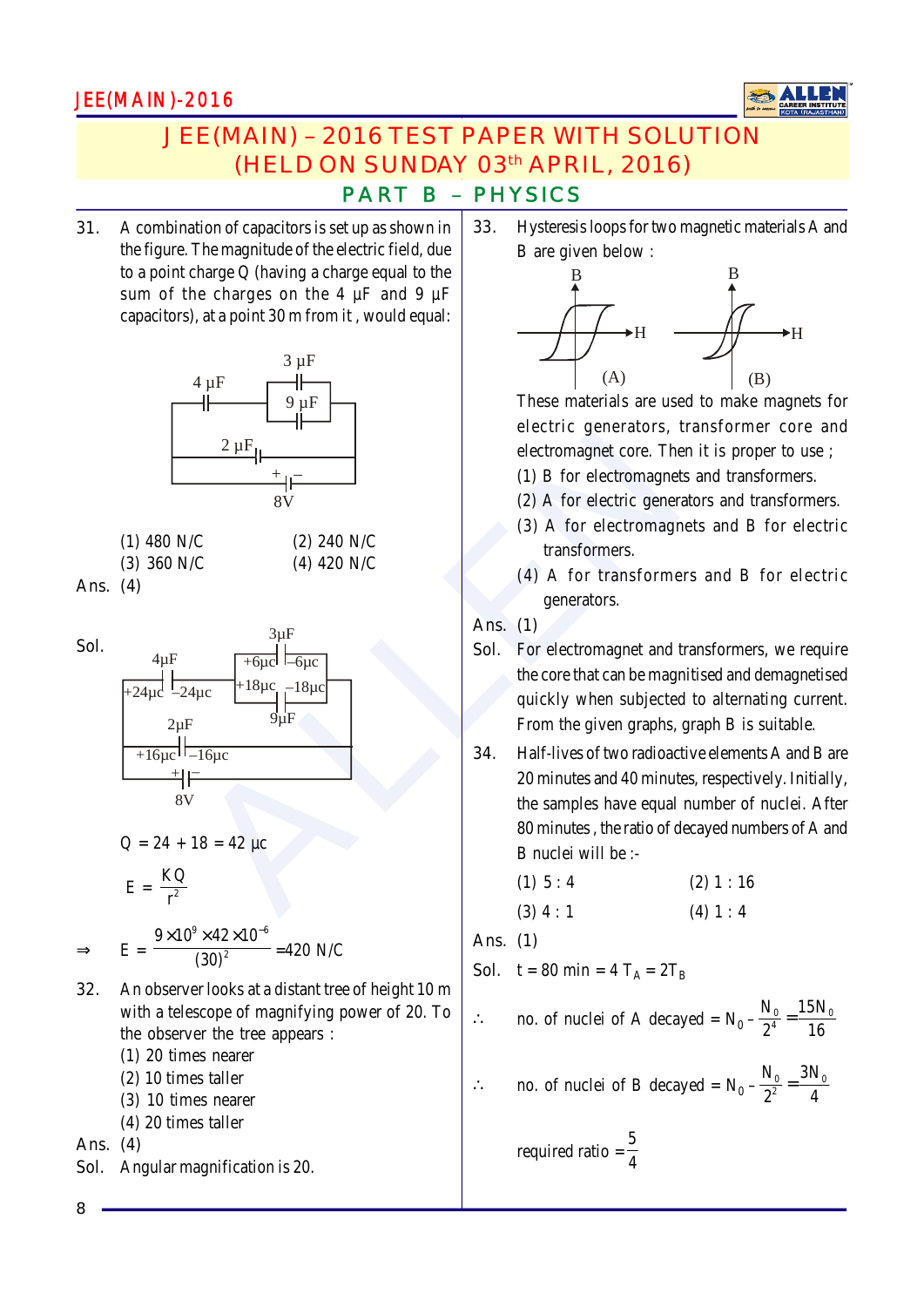# JEE(MAIN) – 2016 TEST PAPER WITH SOLUTION
## (HELD ON SUNDAY 03rd APRIL, 2016)
### PART B – PHYSICS

31. A combination of capacitors is set up as shown in the figure. The magnitude of the electric field, due to a point charge Q (having a charge equal to the sum of the charges on the 4 μF and 9 μF capacitors), at a point 30 m from it, would equal:

(1) 480 N/C (2) 240 N/C
(3) 360 N/C (4) 420 N/C

**Ans.** (4)

**Sol.**

Q = 24 + 18 = 42 μc

$$E = \frac{KQ}{r^2}$$

$$\Rightarrow \quad E = \frac{9\times10^9 \times 42\times10^{-6}}{(30)^2} = 420 \text{ N/C}$$

32. An observer looks at a distant tree of height 10 m with a telescope of magnifying power of 20. To the observer the tree appears :

(1) 20 times nearer
(2) 10 times taller
(3) 10 times nearer
(4) 20 times taller

**Ans.** (4)

**Sol.** Angular magnification is 20.

33. Hysteresis loops for two magnetic materials A and B are given below :

These materials are used to make magnets for electric generators, transformer core and electromagnet core. Then it is proper to use ;

(1) B for electromagnets and transformers.
(2) A for electric generators and transformers.
(3) A for electromagnets and B for electric transformers.
(4) A for transformers and B for electric generators.

**Ans.** (1)

**Sol.** For electromagnet and transformers, we require the core that can be magnitised and demagnetised quickly when subjected to alternating current. From the given graphs, graph B is suitable.

34. Half-lives of two radioactive elements A and B are 20 minutes and 40 minutes, respectively. Initially, the samples have equal number of nuclei. After 80 minutes, the ratio of decayed numbers of A and B nuclei will be :-

(1) 5 : 4 (2) 1 : 16
(3) 4 : 1 (4) 1 : 4

**Ans.** (1)

**Sol.** $t = 80 \text{ min} = 4\,T_A = 2T_B$

$\therefore$ no. of nuclei of A decayed $= N_0 - \dfrac{N_0}{2^4} = \dfrac{15N_0}{16}$

$\therefore$ no. of nuclei of B decayed $= N_0 - \dfrac{N_0}{2^2} = \dfrac{3N_0}{4}$

required ratio $= \dfrac{5}{4}$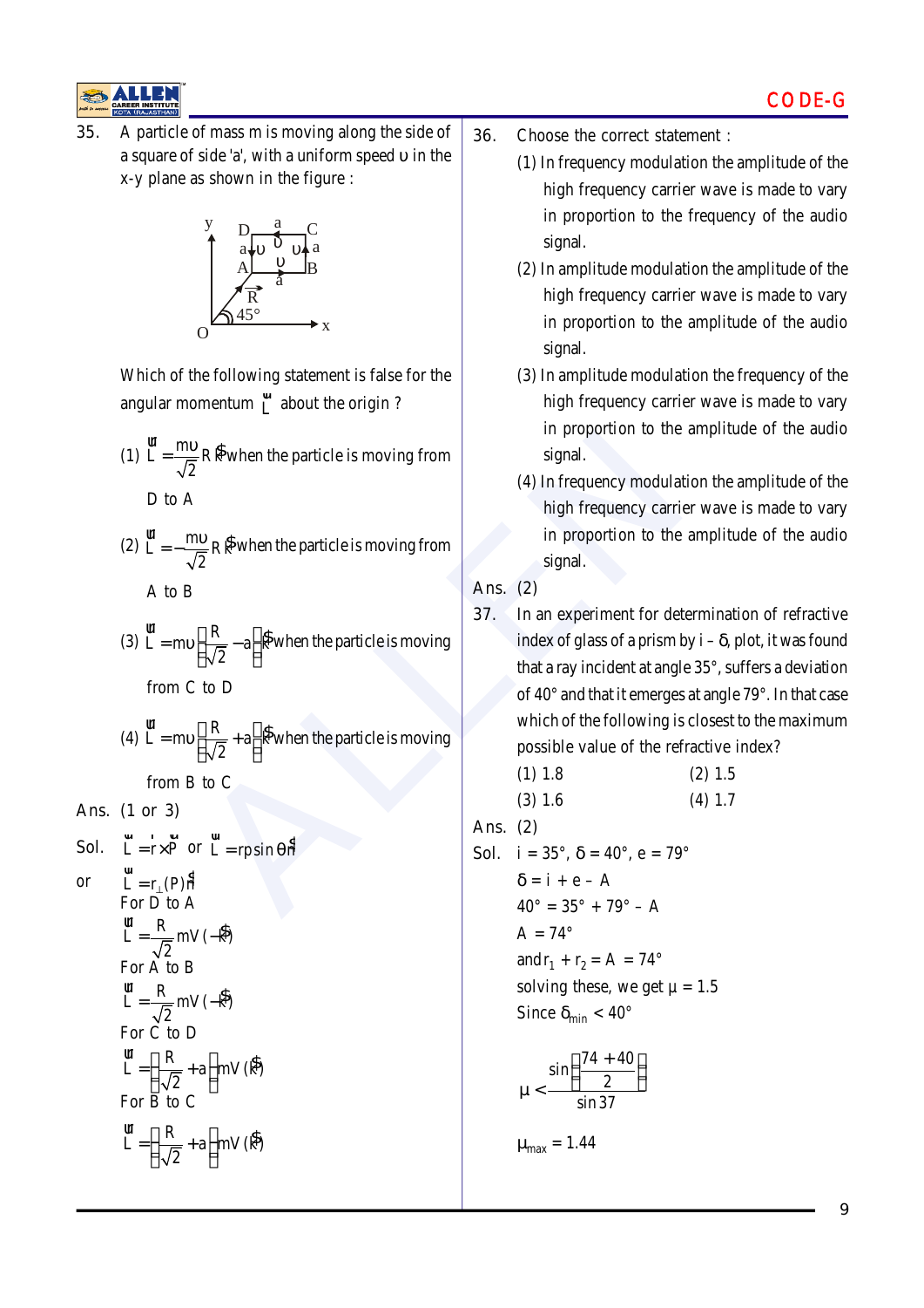35. A particle of mass m is moving along the side of a square of side 'a', with a uniform speed $\upsilon$ in the x-y plane as shown in the figure :

Which of the following statement is false for the angular momentum $\vec{L}$ about the origin ?

(1) $\vec{L} = \frac{m\upsilon}{\sqrt{2}} R\hat{k}$ when the particle is moving from D to A

(2) $\vec{L} = -\frac{m\upsilon}{\sqrt{2}} R\hat{k}$ when the particle is moving from A to B

(3) $\vec{L} = m\upsilon\left(\frac{R}{\sqrt{2}} - a\right)\hat{k}$ when the particle is moving from C to D

(4) $\vec{L} = m\upsilon\left(\frac{R}{\sqrt{2}} + a\right)\hat{k}$ when the particle is moving from B to C

Ans. (1 or 3)

Sol. $\vec{L} = \vec{r} \times \vec{P}$ or $\vec{L} = rp\sin\theta\hat{n}$

or $\vec{L} = r_{\perp}(P)\hat{n}$

For D to A

$$\vec{L} = \frac{R}{\sqrt{2}} mV(-\hat{k})$$

For A to B

$$\vec{L} = \frac{R}{\sqrt{2}} mV(-\hat{k})$$

For C to D

$$\vec{L} = \left(\frac{R}{\sqrt{2}} + a\right) mV(\hat{k})$$

For B to C

$$\vec{L} = \left(\frac{R}{\sqrt{2}} + a\right) mV(\hat{k})$$

36. Choose the correct statement :

(1) In frequency modulation the amplitude of the high frequency carrier wave is made to vary in proportion to the frequency of the audio signal.

(2) In amplitude modulation the amplitude of the high frequency carrier wave is made to vary in proportion to the amplitude of the audio signal.

(3) In amplitude modulation the frequency of the high frequency carrier wave is made to vary in proportion to the amplitude of the audio signal.

(4) In frequency modulation the amplitude of the high frequency carrier wave is made to vary in proportion to the amplitude of the audio signal.

Ans. (2)

37. In an experiment for determination of refractive index of glass of a prism by $i - \delta$, plot, it was found that a ray incident at angle 35°, suffers a deviation of 40° and that it emerges at angle 79°. In that case which of the following is closest to the maximum possible value of the refractive index?

(1) 1.8 (2) 1.5

(3) 1.6 (4) 1.7

Ans. (2)

Sol. $i = 35°$, $\delta = 40°$, $e = 79°$

$\delta = i + e - A$

$40° = 35° + 79° - A$

$A = 74°$

and $r_1 + r_2 = A = 74°$

solving these, we get $\mu = 1.5$

Since $\delta_{min} < 40°$

$$\mu < \frac{\sin\left(\frac{74 + 40}{2}\right)}{\sin 37}$$

$\mu_{max} = 1.44$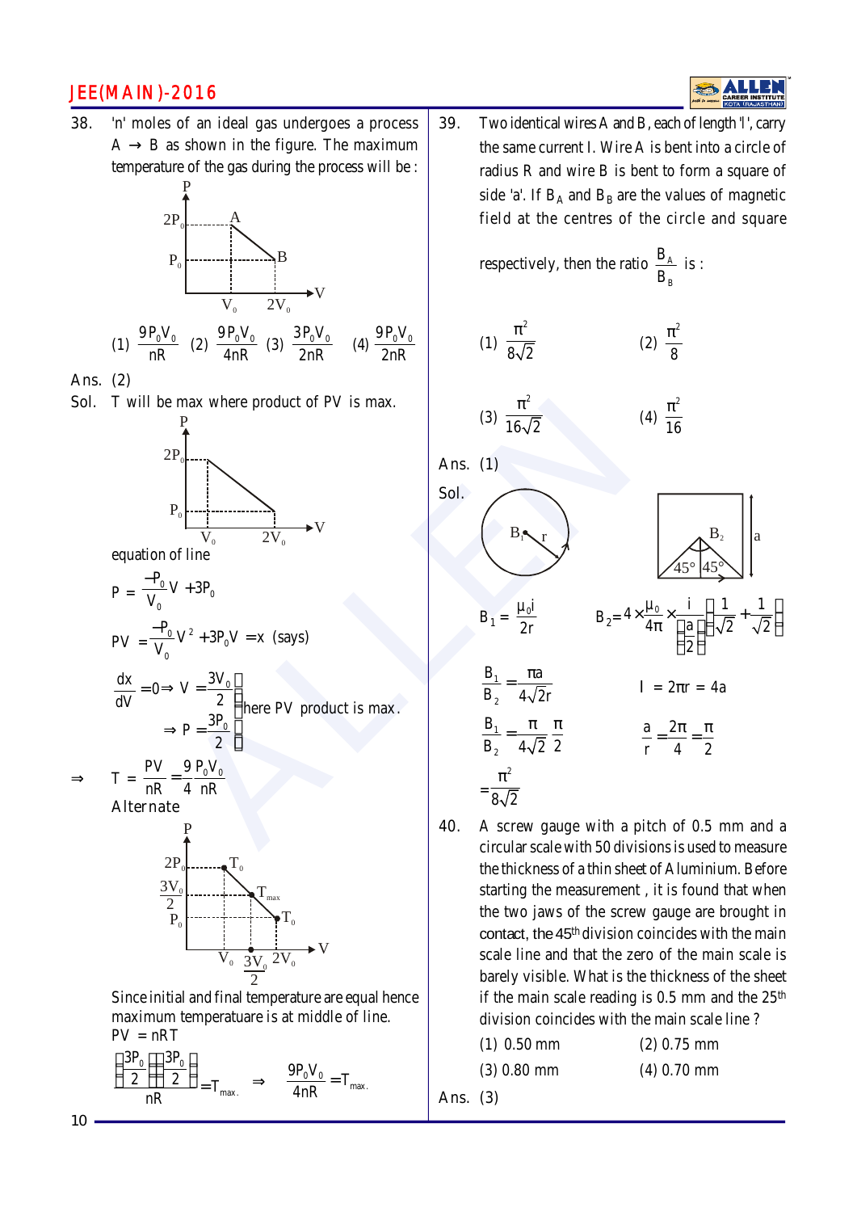38. 'n' moles of an ideal gas undergoes a process A → B as shown in the figure. The maximum temperature of the gas during the process will be :

(1) $\frac{9P_0V_0}{nR}$ (2) $\frac{9P_0V_0}{4nR}$ (3) $\frac{3P_0V_0}{2nR}$ (4) $\frac{9P_0V_0}{2nR}$

Ans. (2)

Sol. T will be max where product of PV is max.

equation of line

$$P = \frac{-P_0}{V_0}V + 3P_0$$

$$PV = \frac{-P_0}{V_0}V^2 + 3P_0V = x \text{ (says)}$$

$$\frac{dx}{dV} = 0 \Rightarrow V = \frac{3V_0}{2}$$
$$\Rightarrow P = \frac{3P_0}{2}$$
here PV product is max.

$$\Rightarrow \quad T = \frac{PV}{nR} = \frac{9}{4}\frac{P_0V_0}{nR}$$

Alternate

Since initial and final temperature are equal hence maximum temperatuare is at middle of line.

PV = nRT

$$\frac{\left(\frac{3P_0}{2}\right)\left(\frac{3P_0}{2}\right)}{nR} = T_{max.} \quad \Rightarrow \quad \frac{9P_0V_0}{4nR} = T_{max.}$$

39. Two identical wires A and B, each of length 'l', carry the same current I. Wire A is bent into a circle of radius R and wire B is bent to form a square of side 'a'. If $B_A$ and $B_B$ are the values of magnetic field at the centres of the circle and square respectively, then the ratio $\frac{B_A}{B_B}$ is :

(1) $\frac{\pi^2}{8\sqrt{2}}$ (2) $\frac{\pi^2}{8}$

(3) $\frac{\pi^2}{16\sqrt{2}}$ (4) $\frac{\pi^2}{16}$

Ans. (1)

Sol.

$$B_1 = \frac{\mu_0 i}{2r} \qquad B_2 = 4 \times \frac{\mu_0}{4\pi} \times \frac{i}{\left(\frac{a}{2}\right)}\left(\frac{1}{\sqrt{2}} + \frac{1}{\sqrt{2}}\right)$$

$$\frac{B_1}{B_2} = \frac{\pi a}{4\sqrt{2}r} \qquad l = 2\pi r = 4a$$

$$\frac{B_1}{B_2} = \frac{\pi}{4\sqrt{2}}\frac{\pi}{2} \qquad \frac{a}{r} = \frac{2\pi}{4} = \frac{\pi}{2}$$

$$= \frac{\pi^2}{8\sqrt{2}}$$

40. A screw gauge with a pitch of 0.5 mm and a circular scale with 50 divisions is used to measure the thickness of a thin sheet of Aluminium. Before starting the measurement, it is found that when the two jaws of the screw gauge are brought in contact, the 45th division coincides with the main scale line and that the zero of the main scale is barely visible. What is the thickness of the sheet if the main scale reading is 0.5 mm and the 25th division coincides with the main scale line ?

(1) 0.50 mm (2) 0.75 mm

(3) 0.80 mm (4) 0.70 mm

Ans. (3)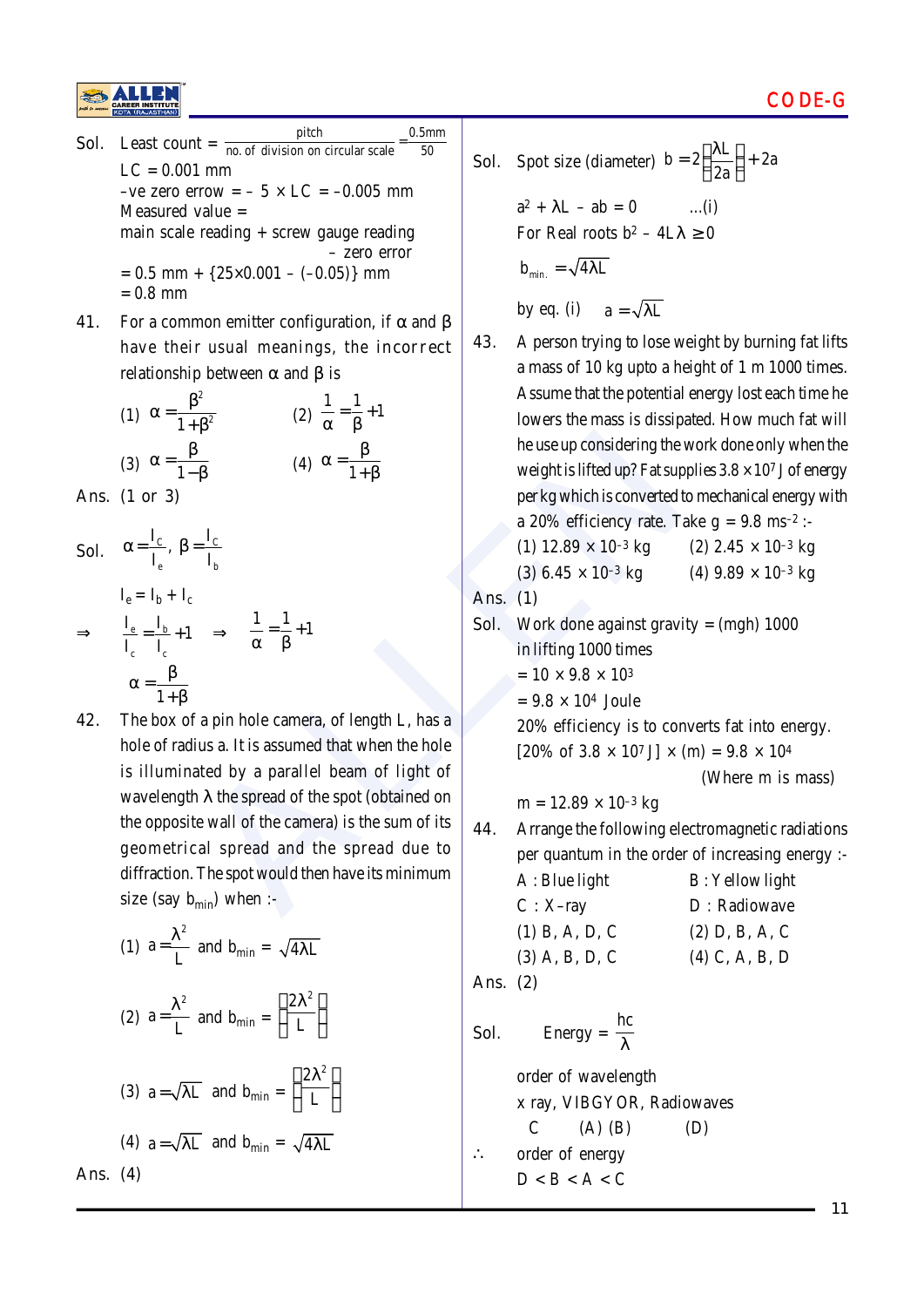Sol. Least count = $\frac{\text{pitch}}{\text{no. of division on circular scale}} = \frac{0.5\text{mm}}{50}$

LC = 0.001 mm

–ve zero error = – 5 × LC = –0.005 mm

Measured value =

main scale reading + screw gauge reading – zero error

= 0.5 mm + {25×0.001 – (–0.05)} mm

= 0.8 mm

41. For a common emitter configuration, if $\alpha$ and $\beta$ have their usual meanings, the incorrect relationship between $\alpha$ and $\beta$ is

(1) $\alpha = \frac{\beta^2}{1+\beta^2}$ (2) $\frac{1}{\alpha} = \frac{1}{\beta} + 1$

(3) $\alpha = \frac{\beta}{1-\beta}$ (4) $\alpha = \frac{\beta}{1+\beta}$

Ans. (1 or 3)

Sol. $\alpha = \frac{I_c}{I_e}$, $\beta = \frac{I_c}{I_b}$

$I_e = I_b + I_c$

$\Rightarrow \frac{I_e}{I_c} = \frac{I_b}{I_c} + 1 \Rightarrow \frac{1}{\alpha} = \frac{1}{\beta} + 1$

$\alpha = \frac{\beta}{1+\beta}$

42. The box of a pin hole camera, of length L, has a hole of radius a. It is assumed that when the hole is illuminated by a parallel beam of light of wavelength $\lambda$ the spread of the spot (obtained on the opposite wall of the camera) is the sum of its geometrical spread and the spread due to diffraction. The spot would then have its minimum size (say $b_{min}$) when :-

(1) $a = \frac{\lambda^2}{L}$ and $b_{min} = \sqrt{4\lambda L}$

(2) $a = \frac{\lambda^2}{L}$ and $b_{min} = \left(\frac{2\lambda^2}{L}\right)$

(3) $a = \sqrt{\lambda L}$ and $b_{min} = \left(\frac{2\lambda^2}{L}\right)$

(4) $a = \sqrt{\lambda L}$ and $b_{min} = \sqrt{4\lambda L}$

Ans. (4)

Sol. Spot size (diameter) $b = 2\left(\frac{\lambda L}{2a}\right) + 2a$

$a^2 + \lambda L - ab = 0$ ...(i)

For Real roots $b^2 - 4L\lambda \geq 0$

$b_{min.} = \sqrt{4\lambda L}$

by eq. (i) $a = \sqrt{\lambda L}$

43. A person trying to lose weight by burning fat lifts a mass of 10 kg upto a height of 1 m 1000 times. Assume that the potential energy lost each time he lowers the mass is dissipated. How much fat will he use up considering the work done only when the weight is lifted up? Fat supplies $3.8 \times 10^7$ J of energy per kg which is converted to mechanical energy with a 20% efficiency rate. Take g = 9.8 $ms^{-2}$ :-

(1) $12.89 \times 10^{-3}$ kg (2) $2.45 \times 10^{-3}$ kg

(3) $6.45 \times 10^{-3}$ kg (4) $9.89 \times 10^{-3}$ kg

Ans. (1)

Sol. Work done against gravity = (mgh) 1000 in lifting 1000 times

$= 10 \times 9.8 \times 10^3$

$= 9.8 \times 10^4$ Joule

20% efficiency is to converts fat into energy.

[20% of $3.8 \times 10^7$ J] × (m) = $9.8 \times 10^4$

(Where m is mass)

$m = 12.89 \times 10^{-3}$ kg

44. Arrange the following electromagnetic radiations per quantum in the order of increasing energy :-

A : Blue light B : Yellow light

C : X–ray D : Radiowave

(1) B, A, D, C (2) D, B, A, C

(3) A, B, D, C (4) C, A, B, D

Ans. (2)

Sol. Energy = $\frac{hc}{\lambda}$

order of wavelength

x ray, VIBGYOR, Radiowaves

C (A) (B) (D)

∴ order of energy

D < B < A < C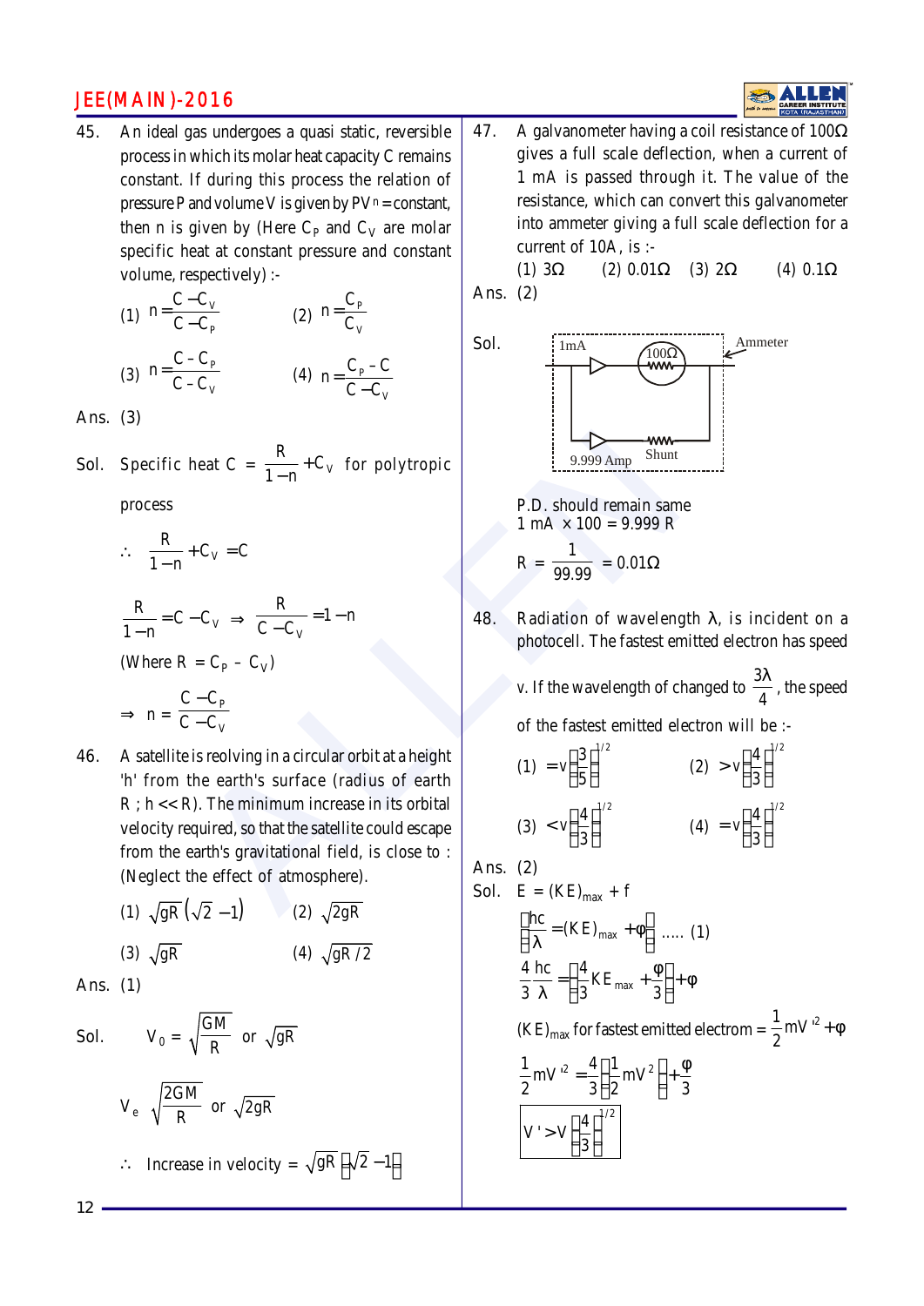45. An ideal gas undergoes a quasi static, reversible process in which its molar heat capacity C remains constant. If during this process the relation of pressure P and volume V is given by $PV^n$ = constant, then n is given by (Here $C_P$ and $C_V$ are molar specific heat at constant pressure and constant volume, respectively) :-

(1) $n = \dfrac{C - C_V}{C - C_P}$ (2) $n = \dfrac{C_P}{C_V}$

(3) $n = \dfrac{C - C_P}{C - C_V}$ (4) $n = \dfrac{C_P - C}{C - C_V}$

Ans. (3)

Sol. Specific heat $C = \dfrac{R}{1-n} + C_V$ for polytropic process

$\therefore \quad \dfrac{R}{1-n} + C_V = C$

$\dfrac{R}{1-n} = C - C_V \Rightarrow \dfrac{R}{C - C_V} = 1 - n$

(Where $R = C_P - C_V$)

$\Rightarrow \quad n = \dfrac{C - C_P}{C - C_V}$

46. A satellite is reolving in a circular orbit at a height 'h' from the earth's surface (radius of earth R ; h << R). The minimum increase in its orbital velocity required, so that the satellite could escape from the earth's gravitational field, is close to : (Neglect the effect of atmosphere).

(1) $\sqrt{gR}\left(\sqrt{2} - 1\right)$ (2) $\sqrt{2gR}$

(3) $\sqrt{gR}$ (4) $\sqrt{gR/2}$

Ans. (1)

Sol. $V_0 = \sqrt{\dfrac{GM}{R}}$ or $\sqrt{gR}$

$V_e \; \sqrt{\dfrac{2GM}{R}}$ or $\sqrt{2gR}$

$\therefore$ Increase in velocity $= \sqrt{gR}\left(\sqrt{2} - 1\right)$

47. A galvanometer having a coil resistance of 100Ω gives a full scale deflection, when a current of 1 mA is passed through it. The value of the resistance, which can convert this galvanometer into ammeter giving a full scale deflection for a current of 10A, is :-

(1) 3Ω (2) 0.01Ω (3) 2Ω (4) 0.1Ω

Ans. (2)

Sol. [Circuit: 1mA through 100Ω galvanometer, 9.999 Amp through Shunt, combination labelled Ammeter]

P.D. should remain same

1 mA × 100 = 9.999 R

$R = \dfrac{1}{99.99} = 0.01\Omega$

48. Radiation of wavelength λ, is incident on a photocell. The fastest emitted electron has speed v. If the wavelength of changed to $\dfrac{3\lambda}{4}$, the speed of the fastest emitted electron will be :-

(1) $= v\left(\dfrac{3}{5}\right)^{1/2}$ (2) $> v\left(\dfrac{4}{3}\right)^{1/2}$

(3) $< v\left(\dfrac{4}{3}\right)^{1/2}$ (4) $= v\left(\dfrac{4}{3}\right)^{1/2}$

Ans. (2)

Sol. $E = (KE)_{max} + \phi$

$\left(\dfrac{hc}{\lambda} = (KE)_{max} + \phi\right)$ ..... (1)

$\dfrac{4}{3}\dfrac{hc}{\lambda} = \left(\dfrac{4}{3}KE_{max} + \dfrac{\phi}{3}\right) + \phi$

$(KE)_{max}$ for fastest emitted electron $= \dfrac{1}{2}mV'^2 + \phi$

$\dfrac{1}{2}mV'^2 = \dfrac{4}{3}\left(\dfrac{1}{2}mV^2\right) + \dfrac{\phi}{3}$

$$V' > V\left(\dfrac{4}{3}\right)^{1/2}$$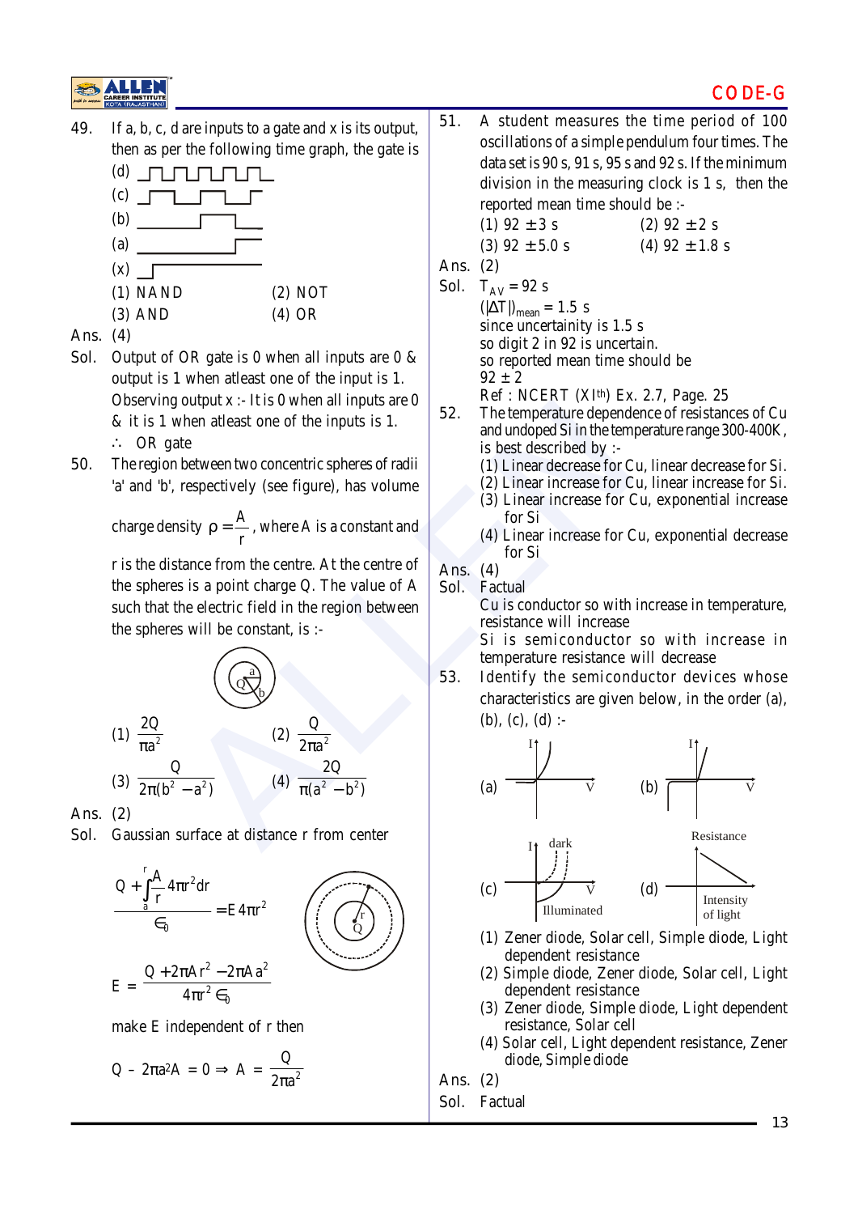49. If a, b, c, d are inputs to a gate and x is its output, then as per the following time graph, the gate is

(d) 
(c) 
(b) 
(a) 
(x) 

(1) NAND (2) NOT
(3) AND (4) OR

Ans. (4)

Sol. Output of OR gate is 0 when all inputs are 0 & output is 1 when atleast one of the input is 1.
Observing output x :- It is 0 when all inputs are 0 & it is 1 when atleast one of the inputs is 1.
$\therefore$ OR gate

50. The region between two concentric spheres of radii 'a' and 'b', respectively (see figure), has volume charge density $\rho = \frac{A}{r}$, where A is a constant and r is the distance from the centre. At the centre of the spheres is a point charge Q. The value of A such that the electric field in the region between the spheres will be constant, is :-

(1) $\frac{2Q}{\pi a^2}$ (2) $\frac{Q}{2\pi a^2}$

(3) $\frac{Q}{2\pi(b^2 - a^2)}$ (4) $\frac{2Q}{\pi(a^2 - b^2)}$

Ans. (2)

Sol. Gaussian surface at distance r from center

$$\frac{Q + \int_a^r \frac{A}{r} 4\pi r^2 dr}{\epsilon_0} = E\, 4\pi r^2$$

$$E = \frac{Q + 2\pi A r^2 - 2\pi A a^2}{4\pi r^2 \epsilon_0}$$

make E independent of r then

$$Q - 2\pi a^2 A = 0 \Rightarrow A = \frac{Q}{2\pi a^2}$$

51. A student measures the time period of 100 oscillations of a simple pendulum four times. The data set is 90 s, 91 s, 95 s and 92 s. If the minimum division in the measuring clock is 1 s, then the reported mean time should be :-

(1) 92 ± 3 s (2) 92 ± 2 s
(3) 92 ± 5.0 s (4) 92 ± 1.8 s

Ans. (2)

Sol. $T_{AV} = 92$ s
$(|\Delta T|)_{mean} = 1.5$ s
since uncertainity is 1.5 s
so digit 2 in 92 is uncertain.
so reported mean time should be
92 ± 2
Ref : NCERT (XIth) Ex. 2.7, Page. 25

52. The temperature dependence of resistances of Cu and undoped Si in the temperature range 300-400K, is best described by :-

(1) Linear decrease for Cu, linear decrease for Si.
(2) Linear increase for Cu, linear increase for Si.
(3) Linear increase for Cu, exponential increase for Si
(4) Linear increase for Cu, exponential decrease for Si

Ans. (4)

Sol. Factual
Cu is conductor so with increase in temperature, resistance will increase
Si is semiconductor so with increase in temperature resistance will decrease

53. Identify the semiconductor devices whose characteristics are given below, in the order (a), (b), (c), (d) :-

(a) (I–V graph) (b) (I–V graph)

(c) (I–V graph: dark, Illuminated) (d) (Resistance vs Intensity of light)

(1) Zener diode, Solar cell, Simple diode, Light dependent resistance
(2) Simple diode, Zener diode, Solar cell, Light dependent resistance
(3) Zener diode, Simple diode, Light dependent resistance, Solar cell
(4) Solar cell, Light dependent resistance, Zener diode, Simple diode

Ans. (2)

Sol. Factual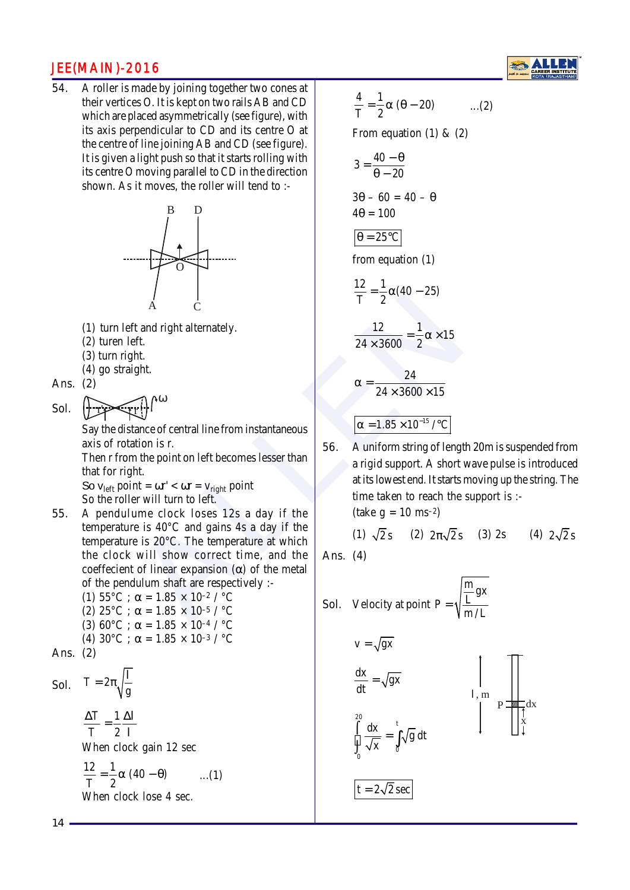54. A roller is made by joining together two cones at their vertices O. It is kept on two rails AB and CD which are placed asymmetrically (see figure), with its axis perpendicular to CD and its centre O at the centre of line joining AB and CD (see figure). It is given a light push so that it starts rolling with its centre O moving parallel to CD in the direction shown. As it moves, the roller will tend to :-

(1) turn left and right alternately.
(2) turen left.
(3) turn right.
(4) go straight.

Ans. (2)

Sol. Say the distance of central line from instantaneous axis of rotation is r.
Then r from the point on left becomes lesser than that for right.
So $v_{left}$ point $= \omega r' < \omega r = v_{right}$ point
So the roller will turn to left.

55. A pendulume clock loses 12s a day if the temperature is 40°C and gains 4s a day if the temperature is 20°C. The temperature at which the clock will show correct time, and the coeffecient of linear expansion ($\alpha$) of the metal of the pendulum shaft are respectively :-

(1) 55°C ; $\alpha = 1.85 \times 10^{-2}$ / °C
(2) 25°C ; $\alpha = 1.85 \times 10^{-5}$ / °C
(3) 60°C ; $\alpha = 1.85 \times 10^{-4}$ / °C
(4) 30°C ; $\alpha = 1.85 \times 10^{-3}$ / °C

Ans. (2)

Sol. $T = 2\pi\sqrt{\frac{l}{g}}$

$$\frac{\Delta T}{T} = \frac{1}{2}\frac{\Delta l}{l}$$

When clock gain 12 sec

$$\frac{12}{T} = \frac{1}{2}\alpha\,(40 - \theta) \qquad ...(1)$$

When clock lose 4 sec.

$$\frac{4}{T} = \frac{1}{2}\alpha\,(\theta - 20) \qquad ...(2)$$

From equation (1) & (2)

$$3 = \frac{40 - \theta}{\theta - 20}$$

$3\theta - 60 = 40 - \theta$

$4\theta = 100$

$$\boxed{\theta = 25°C}$$

from equation (1)

$$\frac{12}{T} = \frac{1}{2}\alpha(40 - 25)$$

$$\frac{12}{24 \times 3600} = \frac{1}{2}\alpha \times 15$$

$$\alpha = \frac{24}{24 \times 3600 \times 15}$$

$$\boxed{\alpha = 1.85 \times 10^{-15} / °C}$$

56. A uniform string of length 20m is suspended from a rigid support. A short wave pulse is introduced at its lowest end. It starts moving up the string. The time taken to reach the support is :-
(take $g = 10$ ms$^{-2}$)

(1) $\sqrt{2}$ s (2) $2\pi\sqrt{2}$ s (3) 2s (4) $2\sqrt{2}$ s

Ans. (4)

Sol. Velocity at point P $= \sqrt{\dfrac{\frac{m}{L}gx}{m/L}}$

$$v = \sqrt{gx}$$

$$\frac{dx}{dt} = \sqrt{gx}$$

$$\int_0^{20}\frac{dx}{\sqrt{x}} = \int_0^t \sqrt{g}\,dt$$

$$\boxed{t = 2\sqrt{2}\text{ sec}}$$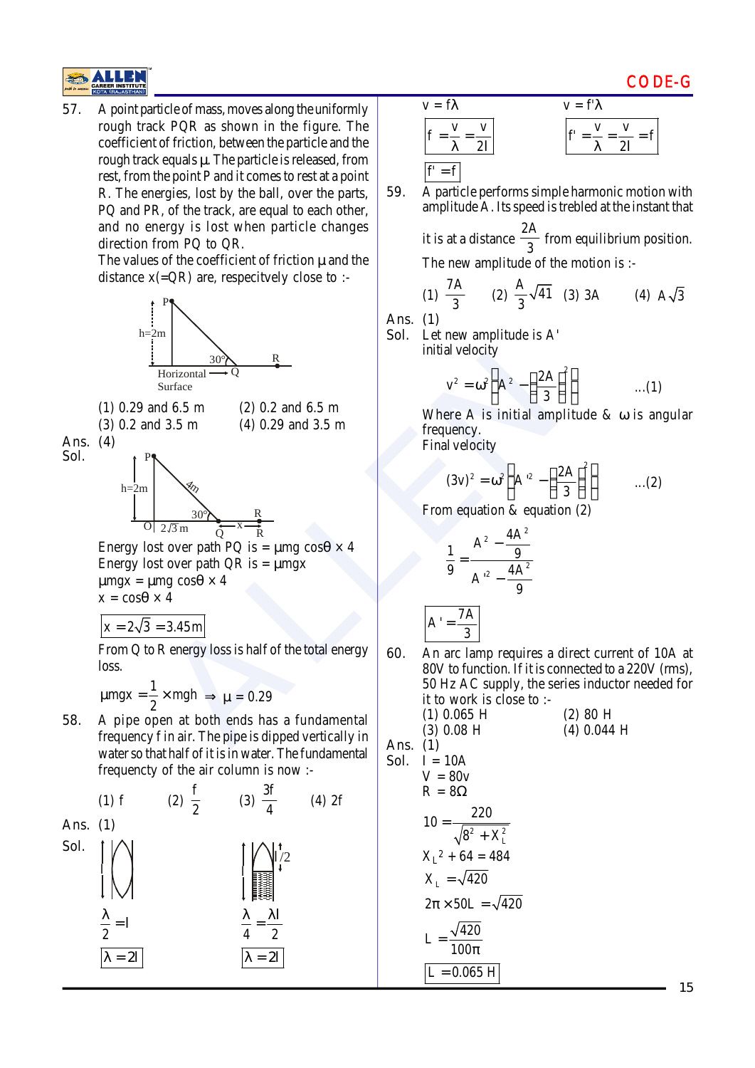57. A point particle of mass, moves along the uniformly rough track PQR as shown in the figure. The coefficient of friction, between the particle and the rough track equals μ. The particle is released, from rest, from the point P and it comes to rest at a point R. The energies, lost by the ball, over the parts, PQ and PR, of the track, are equal to each other, and no energy is lost when particle changes direction from PQ to QR.
The values of the coefficient of friction μ and the distance x(=QR) are, respecitvely close to :-

(1) 0.29 and 6.5 m (2) 0.2 and 6.5 m
(3) 0.2 and 3.5 m (4) 0.29 and 3.5 m

Ans. (4)

Sol.

Energy lost over path PQ is = μmg cosθ × 4
Energy lost over path QR is = μmgx
μmgx = μmg cosθ × 4
x = cosθ × 4

$$\boxed{x = 2\sqrt{3} = 3.45\text{m}}$$

From Q to R energy loss is half of the total energy loss.

$$\mu mgx = \frac{1}{2} \times mgh \Rightarrow \mu = 0.29$$

58. A pipe open at both ends has a fundamental frequency f in air. The pipe is dipped vertically in water so that half of it is in water. The fundamental frequencty of the air column is now :-

(1) f (2) $\frac{f}{2}$ (3) $\frac{3f}{4}$ (4) 2f

Ans. (1)

Sol.

$$\frac{\lambda}{2} = l \qquad \frac{\lambda}{4} = \frac{\lambda l}{2}$$

$$\boxed{\lambda = 2l} \qquad \boxed{\lambda = 2l}$$

v = fλ  v = f'λ

$$\boxed{f = \frac{v}{\lambda} = \frac{v}{2l}} \qquad \boxed{f' = \frac{v}{\lambda} = \frac{v}{2l} = f}$$

$$\boxed{f' = f}$$

59. A particle performs simple harmonic motion with amplitude A. Its speed is trebled at the instant that it is at a distance $\frac{2A}{3}$ from equilibrium position. The new amplitude of the motion is :-

(1) $\frac{7A}{3}$ (2) $\frac{A}{3}\sqrt{41}$ (3) 3A (4) $A\sqrt{3}$

Ans. (1)

Sol. Let new amplitude is A'
initial velocity

$$v^2 = \omega^2\left(A^2 - \left(\frac{2A}{3}\right)^2\right) \quad \ldots(1)$$

Where A is initial amplitude & ω is angular frequency.
Final velocity

$$(3v)^2 = \omega^2\left(A'^2 - \left(\frac{2A}{3}\right)^2\right) \quad \ldots(2)$$

From equation & equation (2)

$$\frac{1}{9} = \frac{A^2 - \frac{4A^2}{9}}{A'^2 - \frac{4A^2}{9}}$$

$$\boxed{A' = \frac{7A}{3}}$$

60. An arc lamp requires a direct current of 10A at 80V to function. If it is connected to a 220V (rms), 50 Hz AC supply, the series inductor needed for it to work is close to :-

(1) 0.065 H (2) 80 H
(3) 0.08 H (4) 0.044 H

Ans. (1)

Sol. I = 10A
V = 80v
R = 8Ω

$$10 = \frac{220}{\sqrt{8^2 + X_L^2}}$$

$$X_L^2 + 64 = 484$$

$$X_L = \sqrt{420}$$

$$2\pi \times 50L = \sqrt{420}$$

$$L = \frac{\sqrt{420}}{100\pi}$$

$$\boxed{L = 0.065\text{ H}}$$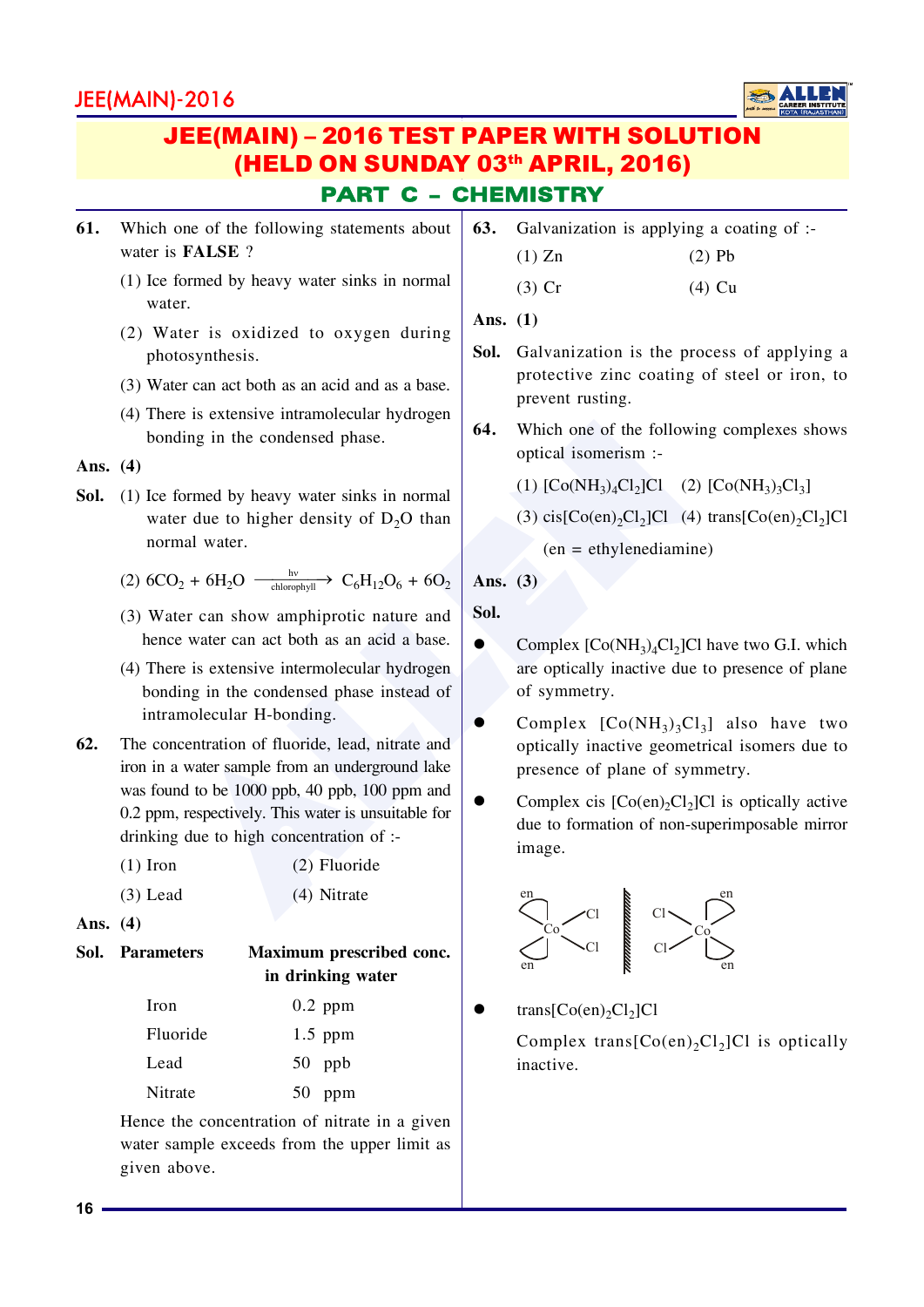# JEE(MAIN) – 2016 TEST PAPER WITH SOLUTION
## (HELD ON SUNDAY 03th APRIL, 2016)
### PART C – CHEMISTRY

**61.** Which one of the following statements about water is **FALSE** ?

(1) Ice formed by heavy water sinks in normal water.

(2) Water is oxidized to oxygen during photosynthesis.

(3) Water can act both as an acid and as a base.

(4) There is extensive intramolecular hydrogen bonding in the condensed phase.

**Ans. (4)**

**Sol.** (1) Ice formed by heavy water sinks in normal water due to higher density of $D_2O$ than normal water.

(2) $6CO_2 + 6H_2O \xrightarrow[\text{chlorophyll}]{h\nu} C_6H_{12}O_6 + 6O_2$

(3) Water can show amphiprotic nature and hence water can act both as an acid a base.

(4) There is extensive intermolecular hydrogen bonding in the condensed phase instead of intramolecular H-bonding.

**62.** The concentration of fluoride, lead, nitrate and iron in a water sample from an underground lake was found to be 1000 ppb, 40 ppb, 100 ppm and 0.2 ppm, respectively. This water is unsuitable for drinking due to high concentration of :-

(1) Iron (2) Fluoride

(3) Lead (4) Nitrate

**Ans. (4)**

**Sol.**

| **Parameters** | **Maximum prescribed conc. in drinking water** |
|---|---|
| Iron | 0.2 ppm |
| Fluoride | 1.5 ppm |
| Lead | 50 ppb |
| Nitrate | 50 ppm |

Hence the concentration of nitrate in a given water sample exceeds from the upper limit as given above.

**63.** Galvanization is applying a coating of :-

(1) Zn (2) Pb

(3) Cr (4) Cu

**Ans. (1)**

**Sol.** Galvanization is the process of applying a protective zinc coating of steel or iron, to prevent rusting.

**64.** Which one of the following complexes shows optical isomerism :-

(1) $[Co(NH_3)_4Cl_2]Cl$ (2) $[Co(NH_3)_3Cl_3]$

(3) cis$[Co(en)_2Cl_2]Cl$ (4) trans$[Co(en)_2Cl_2]Cl$

(en = ethylenediamine)

**Ans. (3)**

**Sol.**

- Complex $[Co(NH_3)_4Cl_2]Cl$ have two G.I. which are optically inactive due to presence of plane of symmetry.
- Complex $[Co(NH_3)_3Cl_3]$ also have two optically inactive geometrical isomers due to presence of plane of symmetry.
- Complex cis $[Co(en)_2Cl_2]Cl$ is optically active due to formation of non-superimposable mirror image.

- trans$[Co(en)_2Cl_2]Cl$

  Complex trans$[Co(en)_2Cl_2]Cl$ is optically inactive.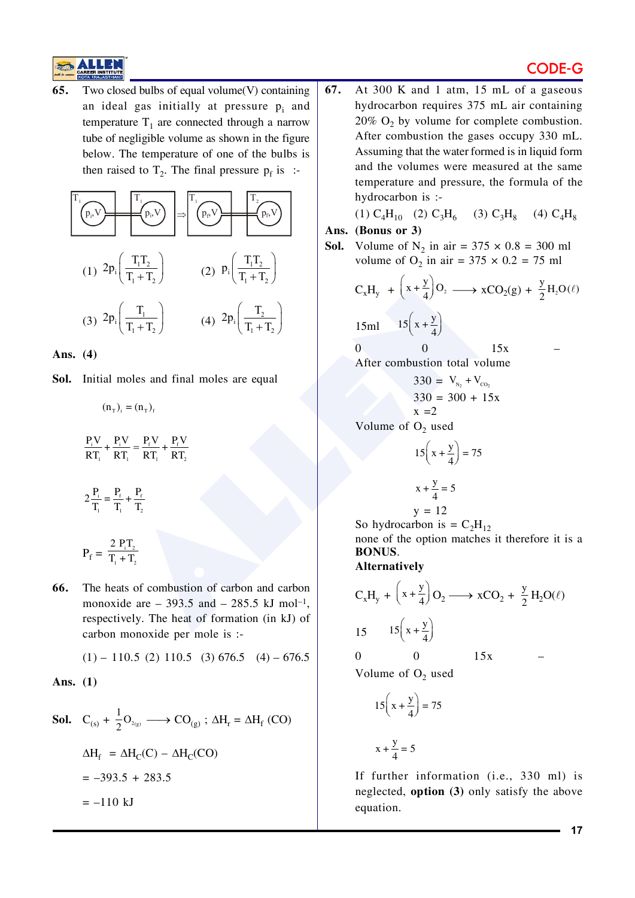**65.** Two closed bulbs of equal volume(V) containing an ideal gas initially at pressure $p_i$ and temperature $T_1$ are connected through a narrow tube of negligible volume as shown in the figure below. The temperature of one of the bulbs is then raised to $T_2$. The final pressure $p_f$ is :-

(1) $2p_i\left(\frac{T_1T_2}{T_1+T_2}\right)$ (2) $p_i\left(\frac{T_1T_2}{T_1+T_2}\right)$

(3) $2p_i\left(\frac{T_1}{T_1+T_2}\right)$ (4) $2p_i\left(\frac{T_2}{T_1+T_2}\right)$

**Ans. (4)**

**Sol.** Initial moles and final moles are equal

$$(n_T)_i = (n_T)_f$$

$$\frac{P_iV}{RT_1}+\frac{P_iV}{RT_1}=\frac{P_fV}{RT_1}+\frac{P_fV}{RT_2}$$

$$2\frac{P_i}{T_1}=\frac{P_f}{T_1}+\frac{P_f}{T_2}$$

$$P_f=\frac{2P_iT_2}{T_1+T_2}$$

**66.** The heats of combustion of carbon and carbon monoxide are – 393.5 and – 285.5 kJ mol$^{-1}$, respectively. The heat of formation (in kJ) of carbon monoxide per mole is :-

(1) – 110.5 (2) 110.5 (3) 676.5 (4) – 676.5

**Ans. (1)**

**Sol.** $C_{(s)} + \frac{1}{2}O_{2(g)} \longrightarrow CO_{(g)}$ ; $\Delta H_r = \Delta H_f$ (CO)

$\Delta H_f = \Delta H_C(C) - \Delta H_C(CO)$

$= -393.5 + 283.5$

$= -110$ kJ

**67.** At 300 K and 1 atm, 15 mL of a gaseous hydrocarbon requires 375 mL air containing 20% $O_2$ by volume for complete combustion. After combustion the gases occupy 330 mL. Assuming that the water formed is in liquid form and the volumes were measured at the same temperature and pressure, the formula of the hydrocarbon is :-

(1) $C_4H_{10}$ (2) $C_3H_6$ (3) $C_3H_8$ (4) $C_4H_8$

**Ans. (Bonus or 3)**

**Sol.** Volume of $N_2$ in air = 375 × 0.8 = 300 ml

volume of $O_2$ in air = 375 × 0.2 = 75 ml

$$C_xH_y + \left(x+\frac{y}{4}\right)O_2 \longrightarrow xCO_2(g) + \frac{y}{2}H_2O(\ell)$$

| | | | |
|---|---|---|---|
| 15ml | $15\left(x+\frac{y}{4}\right)$ | | |
| 0 | 0 | 15x | – |

After combustion total volume

$330 = V_{N_2} + V_{CO_2}$

$330 = 300 + 15x$

$x = 2$

Volume of $O_2$ used

$$15\left(x+\frac{y}{4}\right)=75$$

$$x+\frac{y}{4}=5$$

$y = 12$

So hydrocarbon is = $C_2H_{12}$

none of the option matches it therefore it is a **BONUS**.

**Alternatively**

$$C_xH_y + \left(x+\frac{y}{4}\right)O_2 \longrightarrow xCO_2 + \frac{y}{2}H_2O(\ell)$$

| | | | |
|---|---|---|---|
| 15 | $15\left(x+\frac{y}{4}\right)$ | | |
| 0 | 0 | 15x | – |

Volume of $O_2$ used

$$15\left(x+\frac{y}{4}\right)=75$$

$$x+\frac{y}{4}=5$$

If further information (i.e., 330 ml) is neglected, **option (3)** only satisfy the above equation.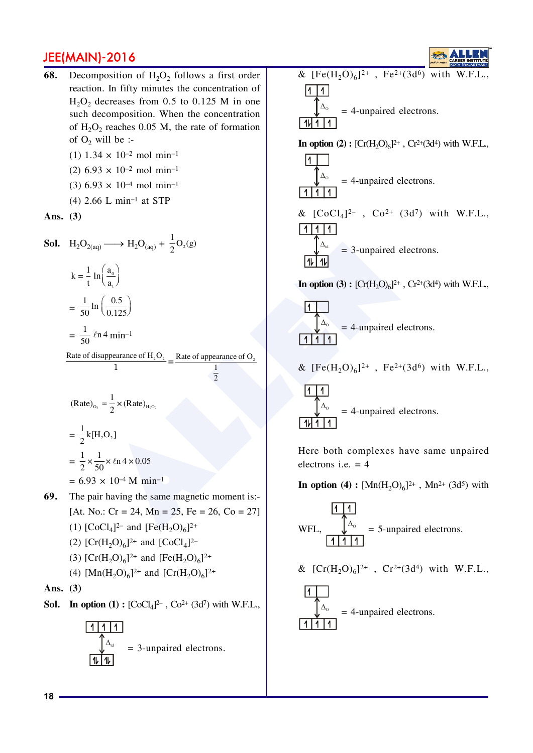**68.** Decomposition of $H_2O_2$ follows a first order reaction. In fifty minutes the concentration of $H_2O_2$ decreases from 0.5 to 0.125 M in one such decomposition. When the concentration of $H_2O_2$ reaches 0.05 M, the rate of formation of $O_2$ will be :-

(1) $1.34 \times 10^{-2}$ mol min$^{-1}$

(2) $6.93 \times 10^{-2}$ mol min$^{-1}$

(3) $6.93 \times 10^{-4}$ mol min$^{-1}$

(4) 2.66 L min$^{-1}$ at STP

**Ans. (3)**

**Sol.** $H_2O_{2(aq)} \longrightarrow H_2O_{(aq)} + \frac{1}{2}O_2(g)$

$$k = \frac{1}{t}\ln\left(\frac{a_0}{a_t}\right)$$

$$= \frac{1}{50}\ln\left(\frac{0.5}{0.125}\right)$$

$$= \frac{1}{50}\,\ell n\,4\ \text{min}^{-1}$$

$$\frac{\text{Rate of disappearance of } H_2O_2}{1} = \frac{\text{Rate of appearance of } O_2}{\frac{1}{2}}$$

$$(\text{Rate})_{O_2} = \frac{1}{2}\times(\text{Rate})_{H_2O_2}$$

$$= \frac{1}{2}k[H_2O_2]$$

$$= \frac{1}{2}\times\frac{1}{50}\times\ell n\,4\times 0.05$$

$$= 6.93 \times 10^{-4}\ \text{M min}^{-1}$$

**69.** The pair having the same magnetic moment is:-
[At. No.: Cr = 24, Mn = 25, Fe = 26, Co = 27]

(1) $[CoCl_4]^{2-}$ and $[Fe(H_2O)_6]^{2+}$

(2) $[Cr(H_2O)_6]^{2+}$ and $[CoCl_4]^{2-}$

(3) $[Cr(H_2O)_6]^{2+}$ and $[Fe(H_2O)_6]^{2+}$

(4) $[Mn(H_2O)_6]^{2+}$ and $[Cr(H_2O)_6]^{2+}$

**Ans. (3)**

**Sol.** **In option (1) :** $[CoCl_4]^{2-}$ , $Co^{2+}$ ($3d^7$) with W.F.L.,

$t_2$: ↑ ↑ ↑ ; $\Delta_{td}$ ; $e$: ↑↓ ↑↓ = 3-unpaired electrons.

& $[Fe(H_2O)_6]^{2+}$ , $Fe^{2+}(3d^6)$ with W.F.L.,

$e_g$: ↑ ↑ ; $\Delta_o$ ; $t_{2g}$: ↑↓ ↑ ↑ = 4-unpaired electrons.

**In option (2) :** $[Cr(H_2O)_6]^{2+}$ , $Cr^{2+}(3d^4)$ with W.F.L.,

$e_g$: ↑ _ ; $\Delta_o$ ; $t_{2g}$: ↑ ↑ ↑ = 4-unpaired electrons.

& $[CoCl_4]^{2-}$ , $Co^{2+}$ ($3d^7$) with W.F.L.,

$t_2$: ↑ ↑ ↑ ; $\Delta_{td}$ ; $e$: ↑↓ ↑↓ = 3-unpaired electrons.

**In option (3) :** $[Cr(H_2O)_6]^{2+}$ , $Cr^{2+}(3d^4)$ with W.F.L.,

$e_g$: ↑ _ ; $\Delta_o$ ; $t_{2g}$: ↑ ↑ ↑ = 4-unpaired electrons.

& $[Fe(H_2O)_6]^{2+}$ , $Fe^{2+}(3d^6)$ with W.F.L.,

$e_g$: ↑ ↑ ; $\Delta_o$ ; $t_{2g}$: ↑↓ ↑ ↑ = 4-unpaired electrons.

Here both complexes have same unpaired electrons i.e. = 4

**In option (4) :** $[Mn(H_2O)_6]^{2+}$ , $Mn^{2+}$ ($3d^5$) with

WFL, $e_g$: ↑ ↑ ; $\Delta_o$ ; $t_{2g}$: ↑ ↑ ↑ = 5-unpaired electrons.

& $[Cr(H_2O)_6]^{2+}$ , $Cr^{2+}(3d^4)$ with W.F.L.,

$e_g$: ↑ _ ; $\Delta_o$ ; $t_{2g}$: ↑ ↑ ↑ = 4-unpaired electrons.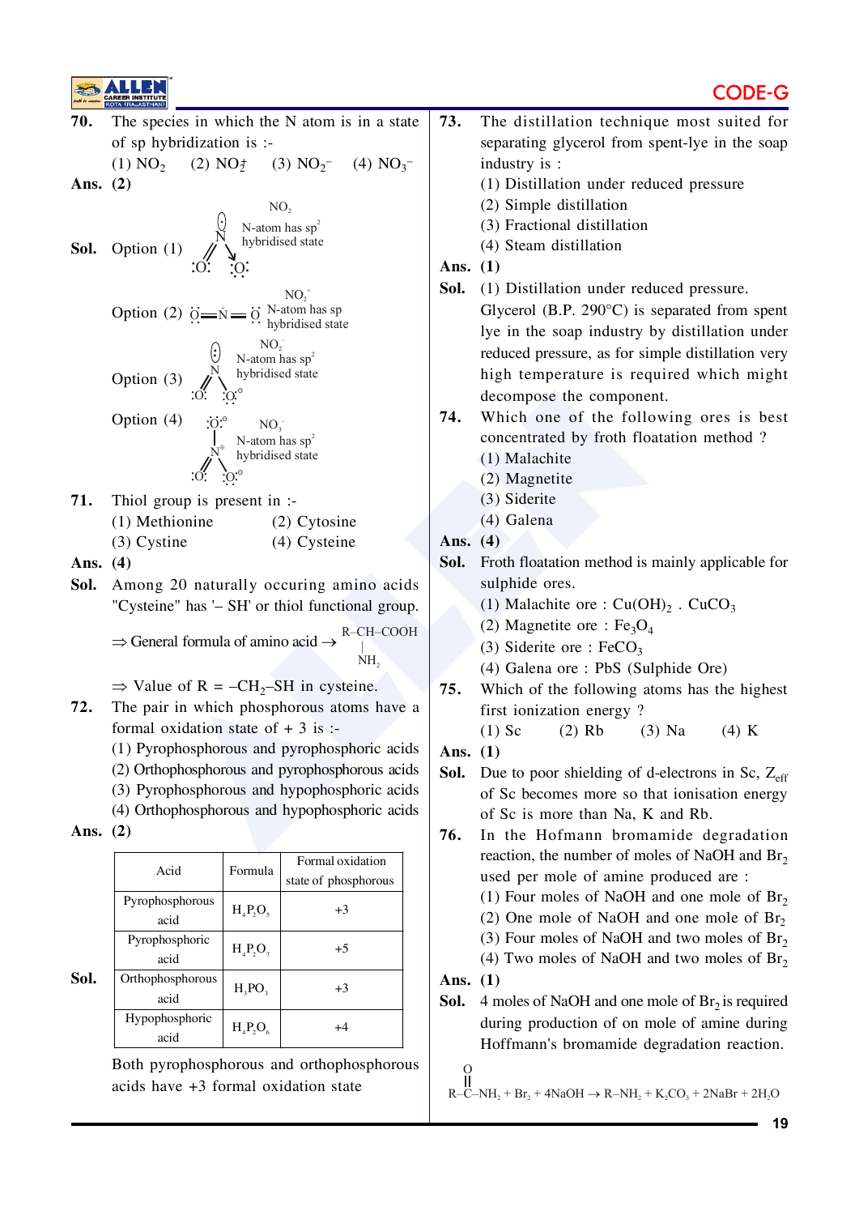**70.** The species in which the N atom is in a state of sp hybridization is :-

(1) $NO_2$ (2) $NO_2^+$ (3) $NO_2^-$ (4) $NO_3^-$

**Ans. (2)**

**Sol.** Option (1) $NO_2$ — N-atom has $sp^2$ hybridised state

Option (2) $\ddot{O}=N=\ddot{O}$ $NO_2^+$ — N-atom has sp hybridised state

Option (3) $NO_2^-$ — N-atom has $sp^2$ hybridised state

Option (4) $NO_3^-$ — N-atom has $sp^2$ hybridised state

**71.** Thiol group is present in :-

(1) Methionine (2) Cytosine

(3) Cystine (4) Cysteine

**Ans. (4)**

**Sol.** Among 20 naturally occuring amino acids "Cysteine" has '– SH' or thiol functional group.

⇒ General formula of amino acid → $R-CH(NH_2)-COOH$

⇒ Value of R = $-CH_2-SH$ in cysteine.

**72.** The pair in which phosphorous atoms have a formal oxidation state of + 3 is :-

(1) Pyrophosphorous and pyrophosphoric acids

(2) Orthophosphorous and pyrophosphorous acids

(3) Pyrophosphorous and hypophosphoric acids

(4) Orthophosphorous and hypophosphoric acids

**Ans. (2)**

**Sol.**

| Acid | Formula | Formal oxidation state of phosphorous |
|---|---|---|
| Pyrophosphorous acid | $H_4P_2O_5$ | +3 |
| Pyrophosphoric acid | $H_4P_2O_7$ | +5 |
| Orthophosphorous acid | $H_3PO_3$ | +3 |
| Hypophosphoric acid | $H_4P_2O_6$ | +4 |

Both pyrophosphorous and orthophosphorous acids have +3 formal oxidation state

**73.** The distillation technique most suited for separating glycerol from spent-lye in the soap industry is :

(1) Distillation under reduced pressure

(2) Simple distillation

(3) Fractional distillation

(4) Steam distillation

**Ans. (1)**

**Sol.** (1) Distillation under reduced pressure.

Glycerol (B.P. 290°C) is separated from spent lye in the soap industry by distillation under reduced pressure, as for simple distillation very high temperature is required which might decompose the component.

**74.** Which one of the following ores is best concentrated by froth floatation method ?

(1) Malachite

(2) Magnetite

(3) Siderite

(4) Galena

**Ans. (4)**

**Sol.** Froth floatation method is mainly applicable for sulphide ores.

(1) Malachite ore : $Cu(OH)_2 \cdot CuCO_3$

(2) Magnetite ore : $Fe_3O_4$

(3) Siderite ore : $FeCO_3$

(4) Galena ore : PbS (Sulphide Ore)

**75.** Which of the following atoms has the highest first ionization energy ?

(1) Sc (2) Rb (3) Na (4) K

**Ans. (1)**

**Sol.** Due to poor shielding of d-electrons in Sc, $Z_{eff}$ of Sc becomes more so that ionisation energy of Sc is more than Na, K and Rb.

**76.** In the Hofmann bromamide degradation reaction, the number of moles of NaOH and $Br_2$ used per mole of amine produced are :

(1) Four moles of NaOH and one mole of $Br_2$

(2) One mole of NaOH and one mole of $Br_2$

(3) Four moles of NaOH and two moles of $Br_2$

(4) Two moles of NaOH and two moles of $Br_2$

**Ans. (1)**

**Sol.** 4 moles of NaOH and one mole of $Br_2$ is required during production of on mole of amine during Hoffmann's bromamide degradation reaction.

$$R-\overset{O}{\overset{\|}{C}}-NH_2 + Br_2 + 4NaOH \rightarrow R-NH_2 + K_2CO_3 + 2NaBr + 2H_2O$$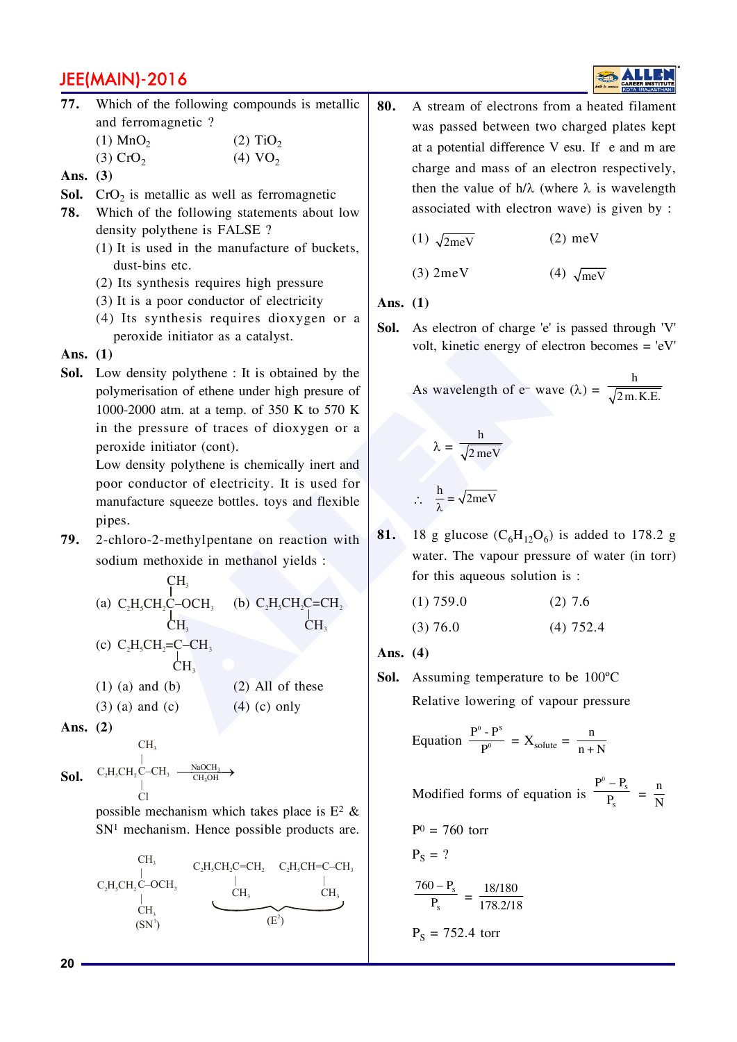**77.** Which of the following compounds is metallic and ferromagnetic ?

(1) $MnO_2$ (2) $TiO_2$

(3) $CrO_2$ (4) $VO_2$

**Ans. (3)**

**Sol.** $CrO_2$ is metallic as well as ferromagnetic

**78.** Which of the following statements about low density polythene is FALSE ?

(1) It is used in the manufacture of buckets, dust-bins etc.

(2) Its synthesis requires high pressure

(3) It is a poor conductor of electricity

(4) Its synthesis requires dioxygen or a peroxide initiator as a catalyst.

**Ans. (1)**

**Sol.** Low density polythene : It is obtained by the polymerisation of ethene under high presure of 1000-2000 atm. at a temp. of 350 K to 570 K in the pressure of traces of dioxygen or a peroxide initiator (cont).

Low density polythene is chemically inert and poor conductor of electricity. It is used for manufacture squeeze bottles. toys and flexible pipes.

**79.** 2-chloro-2-methylpentane on reaction with sodium methoxide in methanol yields :

(a) $C_2H_5CH_2C(CH_3)_2$–$OCH_3$ (b) $C_2H_5CH_2C(CH_3)=CH_2$

(c) $C_2H_5CH_2=C(CH_3)$–$CH_3$

(1) (a) and (b) (2) All of these

(3) (a) and (c) (4) (c) only

**Ans. (2)**

**Sol.** $C_2H_5CH_2C(CH_3)(Cl)$–$CH_3$ $\xrightarrow[CH_3OH]{NaOCH_3}$

possible mechanism which takes place is $E^2$ & $SN^1$ mechanism. Hence possible products are.

$C_2H_5CH_2C(CH_3)_2$–$OCH_3$ $(SN^1)$

$C_2H_5CH_2C(CH_3)=CH_2$ , $C_2H_5CH=C(CH_3)$–$CH_3$ $(E^2)$

**80.** A stream of electrons from a heated filament was passed between two charged plates kept at a potential difference V esu. If e and m are charge and mass of an electron respectively, then the value of h/λ (where λ is wavelength associated with electron wave) is given by :

(1) $\sqrt{2meV}$ (2) meV

(3) 2meV (4) $\sqrt{meV}$

**Ans. (1)**

**Sol.** As electron of charge 'e' is passed through 'V' volt, kinetic energy of electron becomes = 'eV'

As wavelength of $e^-$ wave $(\lambda) = \dfrac{h}{\sqrt{2m.K.E.}}$

$$\lambda = \frac{h}{\sqrt{2\,meV}}$$

$$\therefore \quad \frac{h}{\lambda} = \sqrt{2meV}$$

**81.** 18 g glucose $(C_6H_{12}O_6)$ is added to 178.2 g water. The vapour pressure of water (in torr) for this aqueous solution is :

(1) 759.0 (2) 7.6

(3) 76.0 (4) 752.4

**Ans. (4)**

**Sol.** Assuming temperature to be 100°C

Relative lowering of vapour pressure

Equation $\dfrac{P^0 - P^S}{P^0} = X_{solute} = \dfrac{n}{n+N}$

Modified forms of equation is $\dfrac{P^0 - P_s}{P_s} = \dfrac{n}{N}$

$P^0$ = 760 torr

$P_S$ = ?

$$\frac{760 - P_s}{P_s} = \frac{18/180}{178.2/18}$$

$P_S$ = 752.4 torr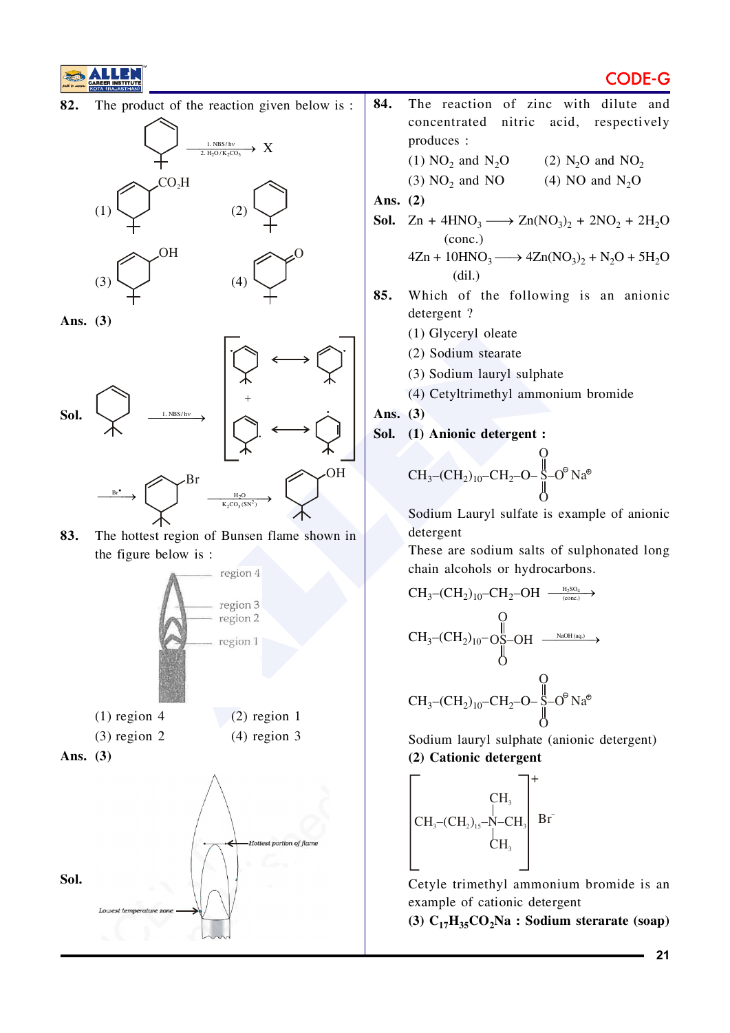**82.** The product of the reaction given below is :

(Reactant: 4-tert-butylcyclohexene) $\xrightarrow[\text{2. } H_2O/K_2CO_3]{\text{1. NBS/hv}}$ X

(1) (ring with $CO_2H$ and tert-butyl)  (2) (cyclohexene with tert-butyl)

(3) (cyclohexene with OH and tert-butyl)  (4) (cyclohexenone with O and tert-butyl)

**Ans. (3)**

**Sol.** (4-tert-butylcyclohexene) $\xrightarrow{\text{1. NBS/hv}}$ [allylic radical resonance structures] $\xrightarrow{Br^{\bullet}}$ (allylic bromide, Br) $\xrightarrow[K_2CO_3\,(S_N2)]{H_2O}$ (allylic alcohol, OH)

**83.** The hottest region of Bunsen flame shown in the figure below is :

(Figure: Bunsen flame with region 4, region 3, region 2, region 1)

(1) region 4  (2) region 1

(3) region 2  (4) region 3

**Ans. (3)**

**Sol.** (Figure: flame showing "Hottest portion of flame" and "Lowest temperature zone")

**84.** The reaction of zinc with dilute and concentrated nitric acid, respectively produces :

(1) $NO_2$ and $N_2O$  (2) $N_2O$ and $NO_2$

(3) $NO_2$ and $NO$  (4) $NO$ and $N_2O$

**Ans. (2)**

**Sol.** $Zn + 4HNO_3 \text{ (conc.)} \longrightarrow Zn(NO_3)_2 + 2NO_2 + 2H_2O$

$4Zn + 10HNO_3 \text{ (dil.)} \longrightarrow 4Zn(NO_3)_2 + N_2O + 5H_2O$

**85.** Which of the following is an anionic detergent ?

(1) Glyceryl oleate

(2) Sodium stearate

(3) Sodium lauryl sulphate

(4) Cetyltrimethyl ammonium bromide

**Ans. (3)**

**Sol. (1) Anionic detergent :**

$CH_3-(CH_2)_{10}-CH_2-O-SO_2-O^{\ominus}Na^{\oplus}$

Sodium Lauryl sulfate is example of anionic detergent

These are sodium salts of sulphonated long chain alcohols or hydrocarbons.

$CH_3-(CH_2)_{10}-CH_2-OH \xrightarrow{H_2SO_4\,(conc.)}$

$CH_3-(CH_2)_{10}-OSO_2-OH \xrightarrow{NaOH\,(aq.)}$

$CH_3-(CH_2)_{10}-CH_2-O-SO_2-O^{\ominus}Na^{\oplus}$

Sodium lauryl sulphate (anionic detergent)

**(2) Cationic detergent**

$\left[CH_3-(CH_2)_{15}-N(CH_3)_3\right]^+ Br^-$

Cetyle trimethyl ammonium bromide is an example of cationic detergent

**(3) $C_{17}H_{35}CO_2Na$ : Sodium sterarate (soap)**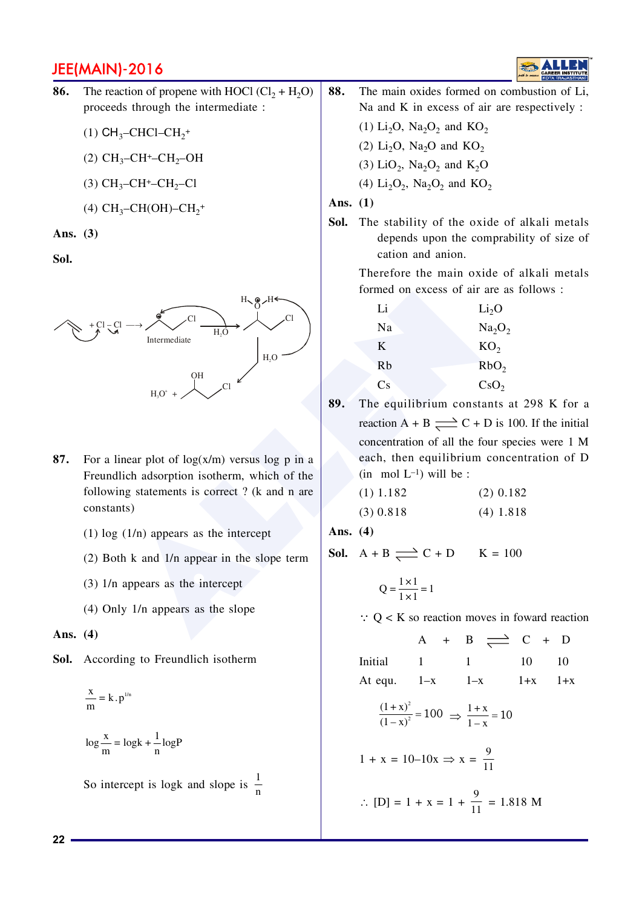**86.** The reaction of propene with HOCl ($Cl_2 + H_2O$) proceeds through the intermediate :

(1) $CH_3–CHCl–CH_2^+$

(2) $CH_3–CH^+–CH_2–OH$

(3) $CH_3–CH^+–CH_2–Cl$

(4) $CH_3–CH(OH)–CH_2^+$

**Ans. (3)**

**Sol.**

+ Cl – Cl ⟶ Intermediate ⟶ ($H_2O$) ⟶ ... ⟶ ($H_2O$) ⟶ $H_3O^+$ + (OH, Cl product)

**87.** For a linear plot of log(x/m) versus log p in a Freundlich adsorption isotherm, which of the following statements is correct ? (k and n are constants)

(1) log (1/n) appears as the intercept

(2) Both k and 1/n appear in the slope term

(3) 1/n appears as the intercept

(4) Only 1/n appears as the slope

**Ans. (4)**

**Sol.** According to Freundlich isotherm

$$\frac{x}{m} = k.p^{1/n}$$

$$\log\frac{x}{m} = \log k + \frac{1}{n}\log P$$

So intercept is logk and slope is $\frac{1}{n}$

**88.** The main oxides formed on combustion of Li, Na and K in excess of air are respectively :

(1) $Li_2O$, $Na_2O_2$ and $KO_2$

(2) $Li_2O$, $Na_2O$ and $KO_2$

(3) $LiO_2$, $Na_2O_2$ and $K_2O$

(4) $Li_2O_2$, $Na_2O_2$ and $KO_2$

**Ans. (1)**

**Sol.** The stability of the oxide of alkali metals depends upon the comprability of size of cation and anion.

Therefore the main oxide of alkali metals formed on excess of air are as follows :

| | |
|---|---|
| Li | $Li_2O$ |
| Na | $Na_2O_2$ |
| K | $KO_2$ |
| Rb | $RbO_2$ |
| Cs | $CsO_2$ |

**89.** The equilibrium constants at 298 K for a reaction A + B $\rightleftharpoons$ C + D is 100. If the initial concentration of all the four species were 1 M each, then equilibrium concentration of D (in mol $L^{-1}$) will be :

(1) 1.182 (2) 0.182

(3) 0.818 (4) 1.818

**Ans. (4)**

**Sol.** A + B $\rightleftharpoons$ C + D  K = 100

$$Q = \frac{1\times1}{1\times1} = 1$$

$\because$ Q < K so reaction moves in foward reaction

| | A | + | B | $\rightleftharpoons$ | C | + | D |
|---|---|---|---|---|---|---|---|
| Initial | 1 | | 1 | | 10 | | 10 |
| At equ. | 1–x | | 1–x | | 1+x | | 1+x |

$$\frac{(1+x)^2}{(1-x)^2} = 100 \Rightarrow \frac{1+x}{1-x} = 10$$

$$1 + x = 10–10x \Rightarrow x = \frac{9}{11}$$

$$\therefore [D] = 1 + x = 1 + \frac{9}{11} = 1.818 \text{ M}$$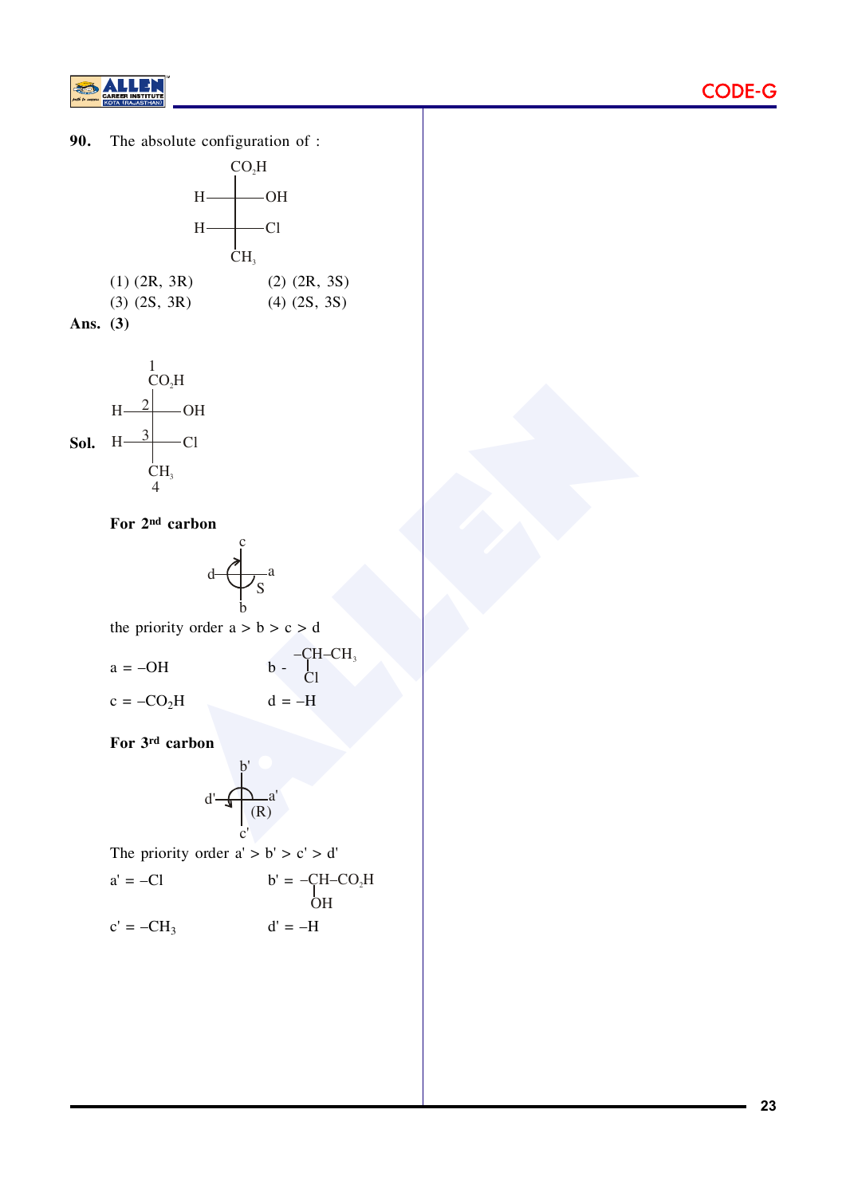**90.** The absolute configuration of :

```
        CO2H
    H ──┼── OH
    H ──┼── Cl
        CH3
```

(1) (2R, 3R)  (2) (2R, 3S)

(3) (2S, 3R)  (4) (2S, 3S)

**Ans. (3)**

**Sol.**

```
        1
        CO2H
    H ──2── OH
    H ──3── Cl
        CH3
        4
```

**For 2[nd] carbon**

```
        c
    d ──┼── a
        |  S
        b
```

the priority order a > b > c > d

a = –OH  b - $-\underset{\text{Cl}}{\underset{|}{\text{CH}}}-CH_3$

c = $-CO_2H$  d = –H

**For 3[rd] carbon**

```
        b'
    d' ─┼── a'
        |  (R)
        c'
```

The priority order a' > b' > c' > d'

a' = –Cl  b' = $-\underset{\text{OH}}{\underset{|}{\text{CH}}}-CO_2H$

c' = $-CH_3$  d' = –H